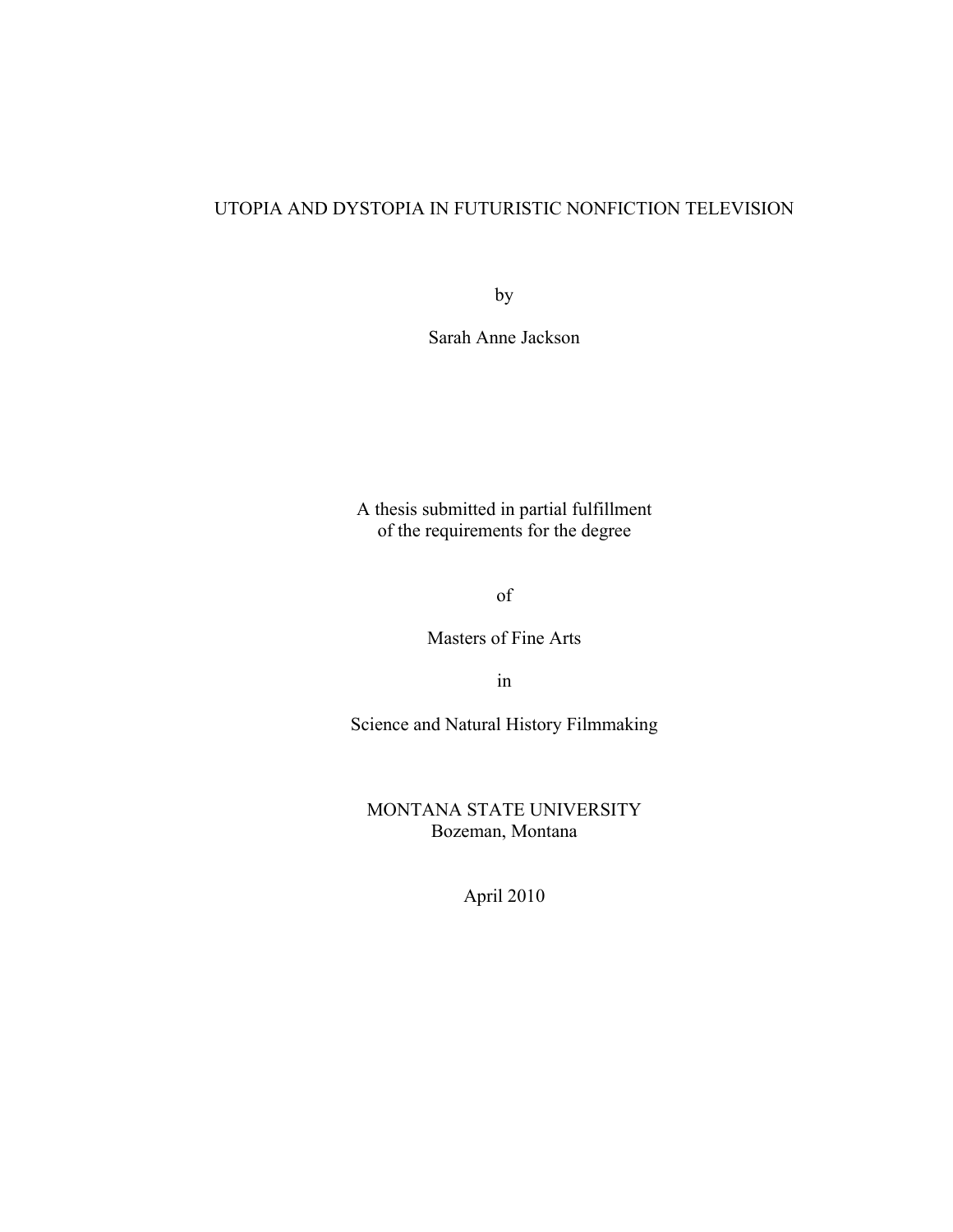# UTOPIA AND DYSTOPIA IN FUTURISTIC NONFICTION TELEVISION

by

Sarah Anne Jackson

A thesis submitted in partial fulfillment
of the requirements for the degree

of

Masters of Fine Arts

in

Science and Natural History Filmmaking

MONTANA STATE UNIVERSITY
Bozeman, Montana

April 2010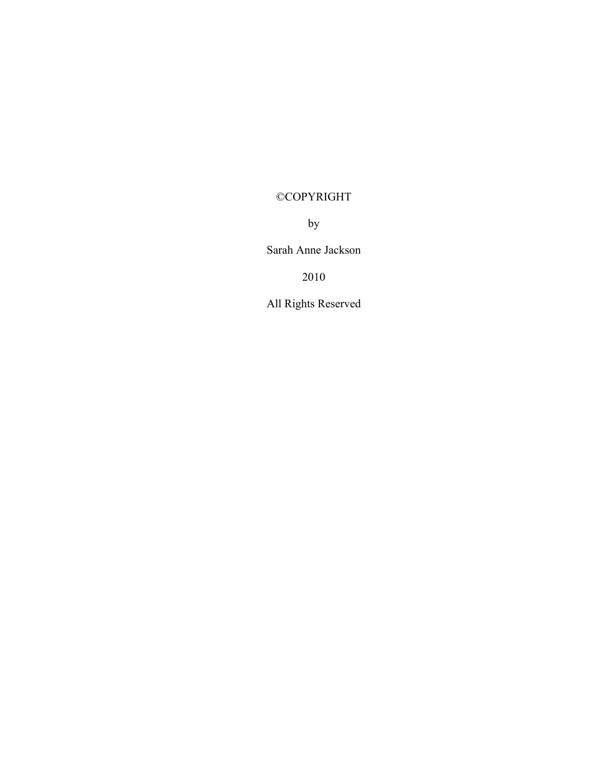©COPYRIGHT

by

Sarah Anne Jackson

2010

All Rights Reserved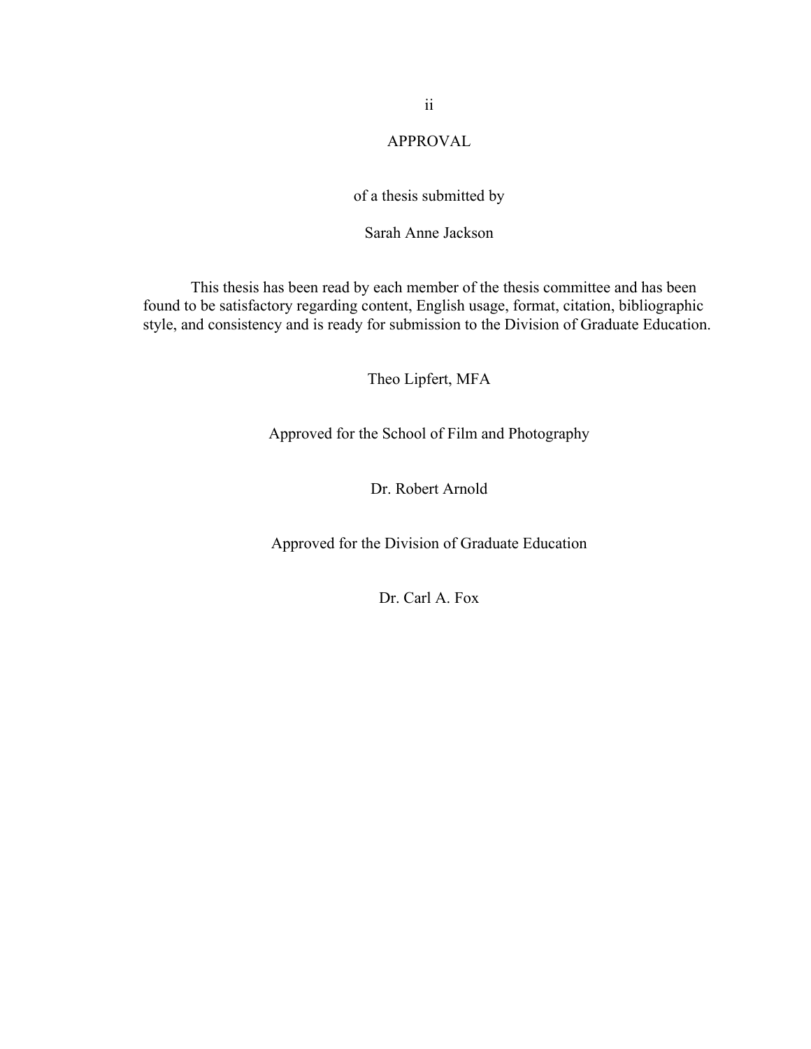# APPROVAL

of a thesis submitted by

Sarah Anne Jackson

This thesis has been read by each member of the thesis committee and has been found to be satisfactory regarding content, English usage, format, citation, bibliographic style, and consistency and is ready for submission to the Division of Graduate Education.

Theo Lipfert, MFA

Approved for the School of Film and Photography

Dr. Robert Arnold

Approved for the Division of Graduate Education

Dr. Carl A. Fox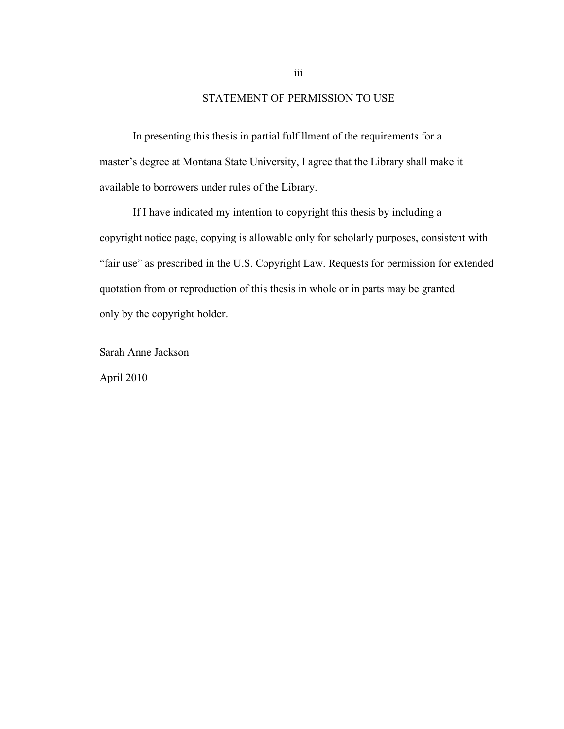## STATEMENT OF PERMISSION TO USE

In presenting this thesis in partial fulfillment of the requirements for a master's degree at Montana State University, I agree that the Library shall make it available to borrowers under rules of the Library.

If I have indicated my intention to copyright this thesis by including a copyright notice page, copying is allowable only for scholarly purposes, consistent with "fair use" as prescribed in the U.S. Copyright Law. Requests for permission for extended quotation from or reproduction of this thesis in whole or in parts may be granted only by the copyright holder.

Sarah Anne Jackson

April 2010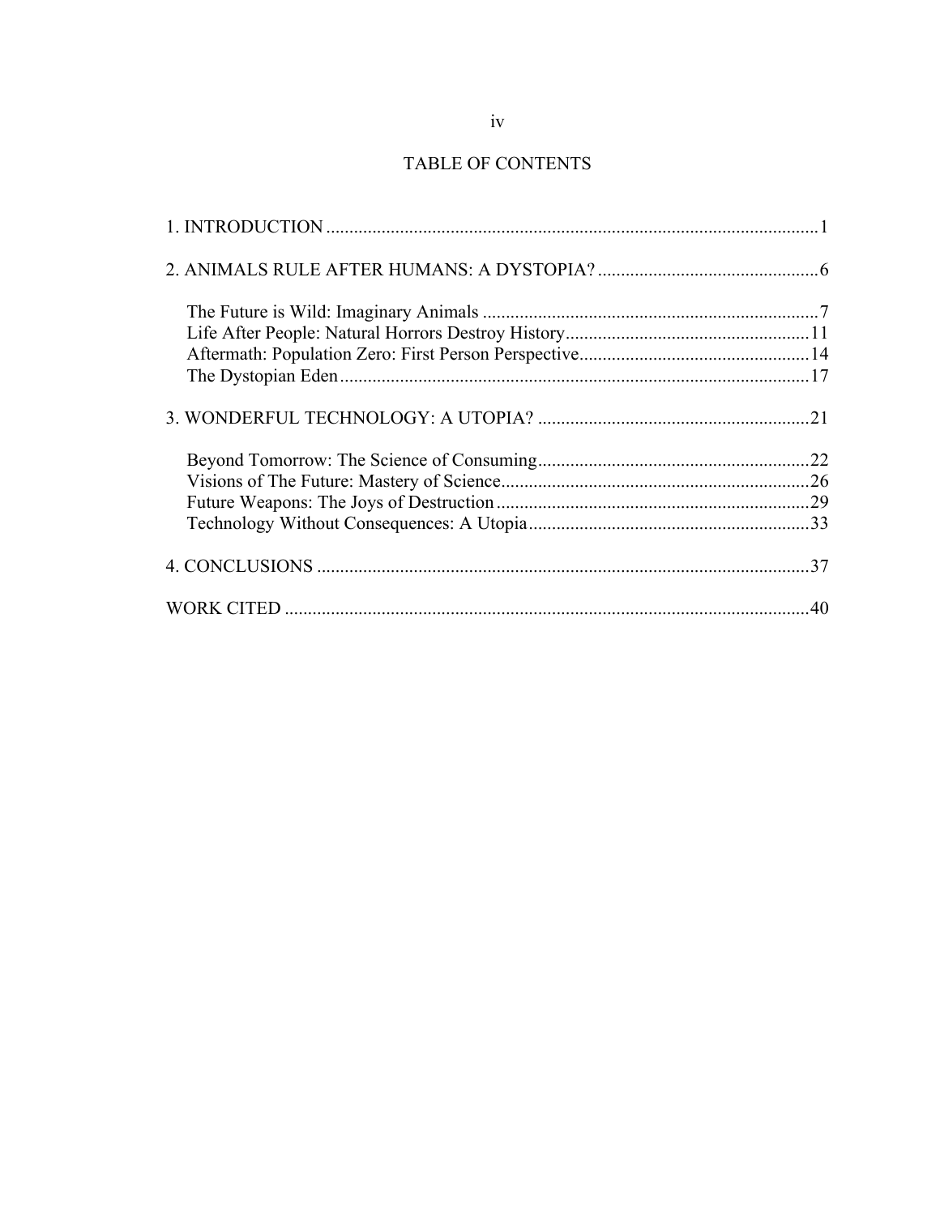# TABLE OF CONTENTS

1. INTRODUCTION .......................................................................................................... 1

2. ANIMALS RULE AFTER HUMANS: A DYSTOPIA? ................................................ 6

    The Future is Wild: Imaginary Animals ......................................................................... 7
    Life After People: Natural Horrors Destroy History ..................................................... 11
    Aftermath: Population Zero: First Person Perspective .................................................. 14
    The Dystopian Eden ...................................................................................................... 17

3. WONDERFUL TECHNOLOGY: A UTOPIA? ........................................................... 21

    Beyond Tomorrow: The Science of Consuming ........................................................... 22
    Visions of The Future: Mastery of Science ................................................................... 26
    Future Weapons: The Joys of Destruction .................................................................... 29
    Technology Without Consequences: A Utopia ............................................................. 33

4. CONCLUSIONS ........................................................................................................... 37

WORK CITED .................................................................................................................. 40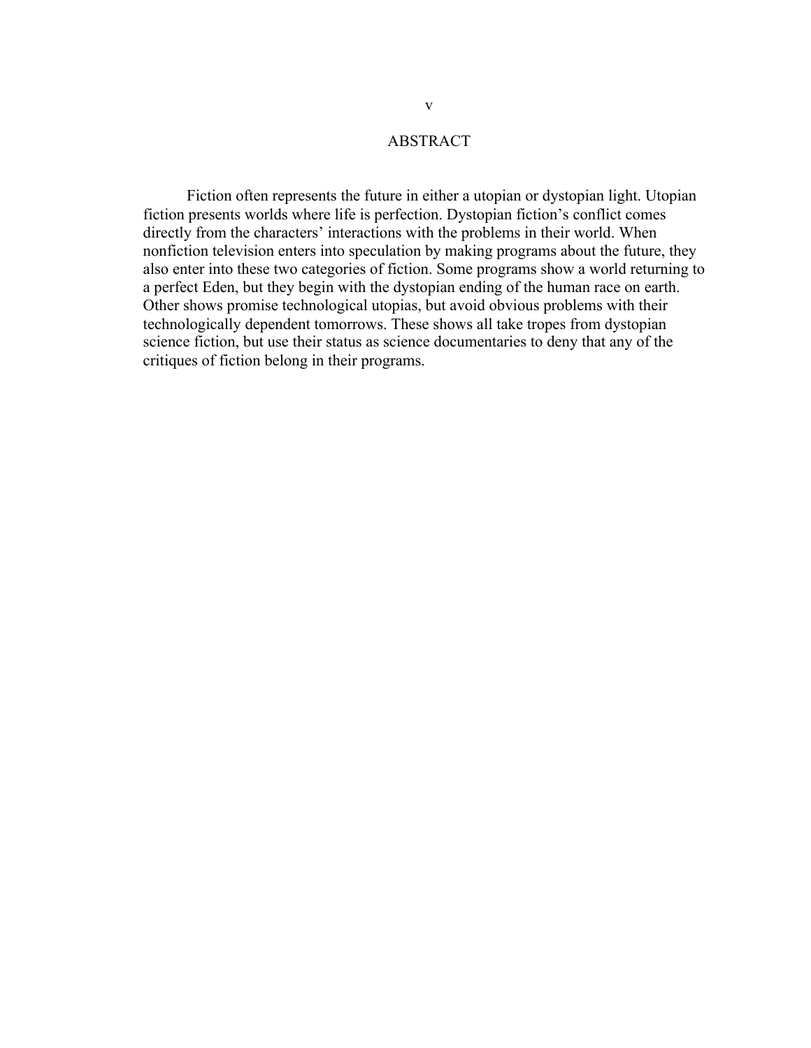# ABSTRACT

Fiction often represents the future in either a utopian or dystopian light. Utopian fiction presents worlds where life is perfection. Dystopian fiction's conflict comes directly from the characters' interactions with the problems in their world. When nonfiction television enters into speculation by making programs about the future, they also enter into these two categories of fiction. Some programs show a world returning to a perfect Eden, but they begin with the dystopian ending of the human race on earth. Other shows promise technological utopias, but avoid obvious problems with their technologically dependent tomorrows. These shows all take tropes from dystopian science fiction, but use their status as science documentaries to deny that any of the critiques of fiction belong in their programs.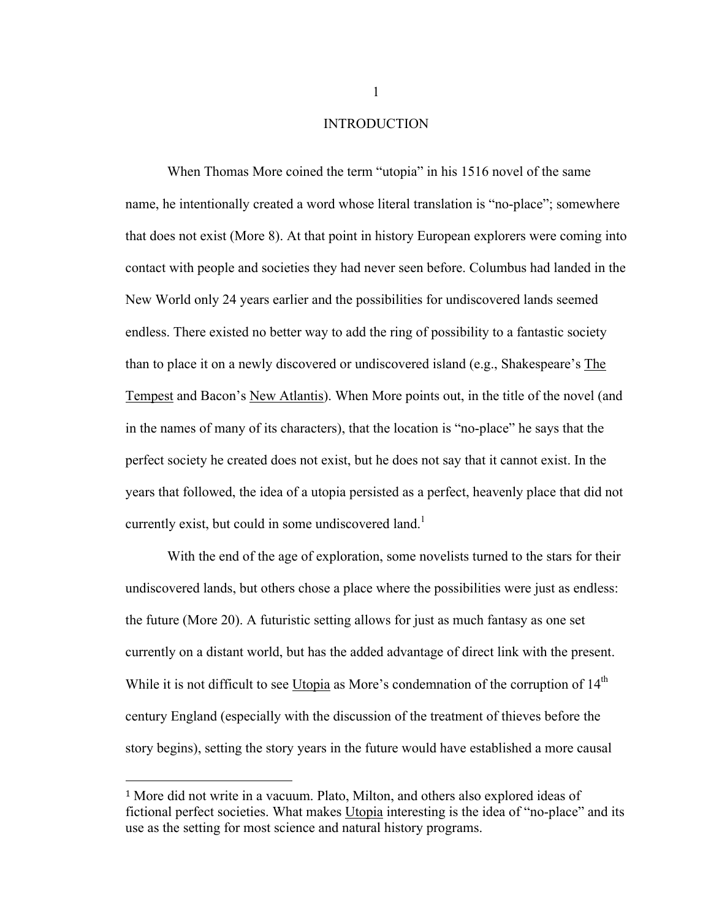# INTRODUCTION

When Thomas More coined the term "utopia" in his 1516 novel of the same name, he intentionally created a word whose literal translation is "no-place"; somewhere that does not exist (More 8). At that point in history European explorers were coming into contact with people and societies they had never seen before. Columbus had landed in the New World only 24 years earlier and the possibilities for undiscovered lands seemed endless. There existed no better way to add the ring of possibility to a fantastic society than to place it on a newly discovered or undiscovered island (e.g., Shakespeare's The Tempest and Bacon's New Atlantis). When More points out, in the title of the novel (and in the names of many of its characters), that the location is "no-place" he says that the perfect society he created does not exist, but he does not say that it cannot exist. In the years that followed, the idea of a utopia persisted as a perfect, heavenly place that did not currently exist, but could in some undiscovered land.[1]

With the end of the age of exploration, some novelists turned to the stars for their undiscovered lands, but others chose a place where the possibilities were just as endless: the future (More 20). A futuristic setting allows for just as much fantasy as one set currently on a distant world, but has the added advantage of direct link with the present. While it is not difficult to see Utopia as More's condemnation of the corruption of 14th century England (especially with the discussion of the treatment of thieves before the story begins), setting the story years in the future would have established a more causal

[1] More did not write in a vacuum. Plato, Milton, and others also explored ideas of fictional perfect societies. What makes Utopia interesting is the idea of "no-place" and its use as the setting for most science and natural history programs.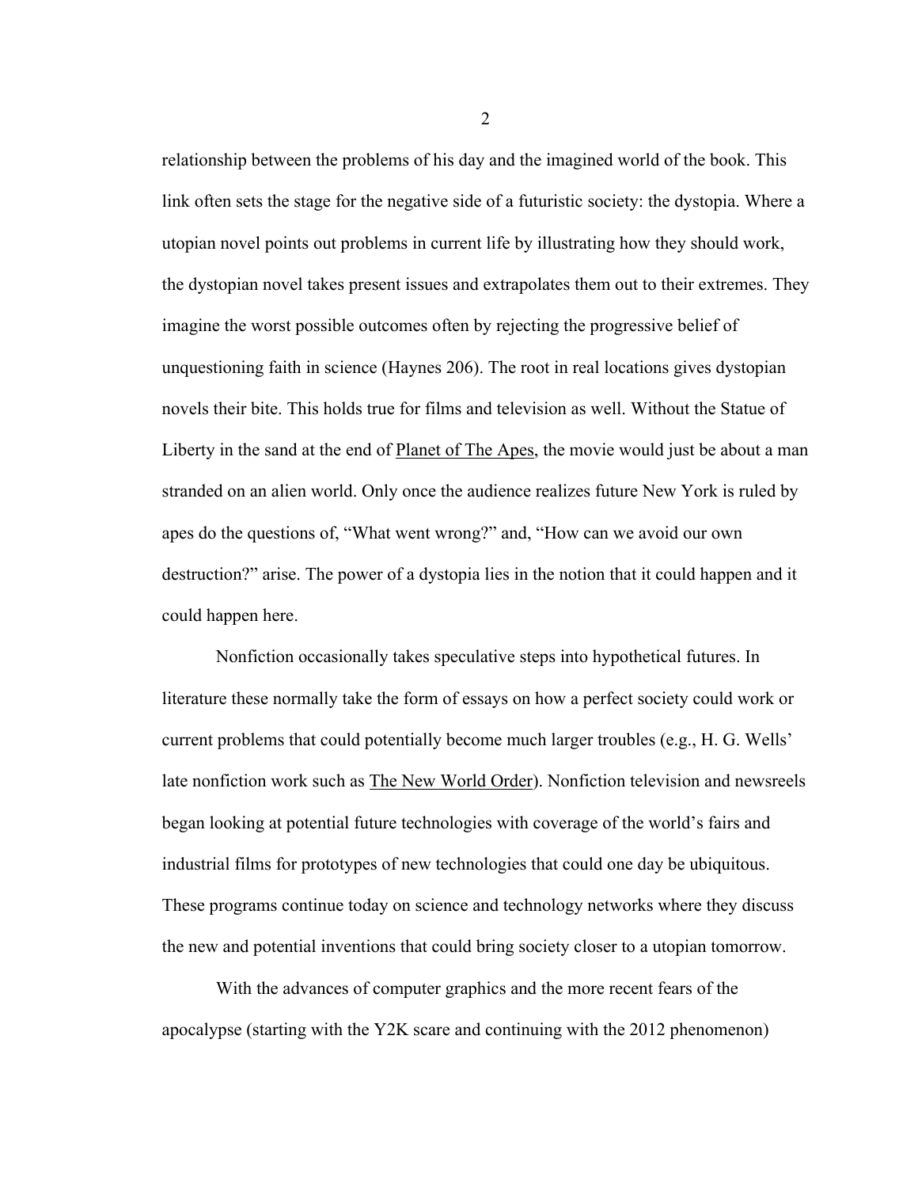relationship between the problems of his day and the imagined world of the book. This link often sets the stage for the negative side of a futuristic society: the dystopia. Where a utopian novel points out problems in current life by illustrating how they should work, the dystopian novel takes present issues and extrapolates them out to their extremes. They imagine the worst possible outcomes often by rejecting the progressive belief of unquestioning faith in science (Haynes 206). The root in real locations gives dystopian novels their bite. This holds true for films and television as well. Without the Statue of Liberty in the sand at the end of Planet of The Apes, the movie would just be about a man stranded on an alien world. Only once the audience realizes future New York is ruled by apes do the questions of, "What went wrong?" and, "How can we avoid our own destruction?" arise. The power of a dystopia lies in the notion that it could happen and it could happen here.

Nonfiction occasionally takes speculative steps into hypothetical futures. In literature these normally take the form of essays on how a perfect society could work or current problems that could potentially become much larger troubles (e.g., H. G. Wells' late nonfiction work such as The New World Order). Nonfiction television and newsreels began looking at potential future technologies with coverage of the world's fairs and industrial films for prototypes of new technologies that could one day be ubiquitous. These programs continue today on science and technology networks where they discuss the new and potential inventions that could bring society closer to a utopian tomorrow.

With the advances of computer graphics and the more recent fears of the apocalypse (starting with the Y2K scare and continuing with the 2012 phenomenon)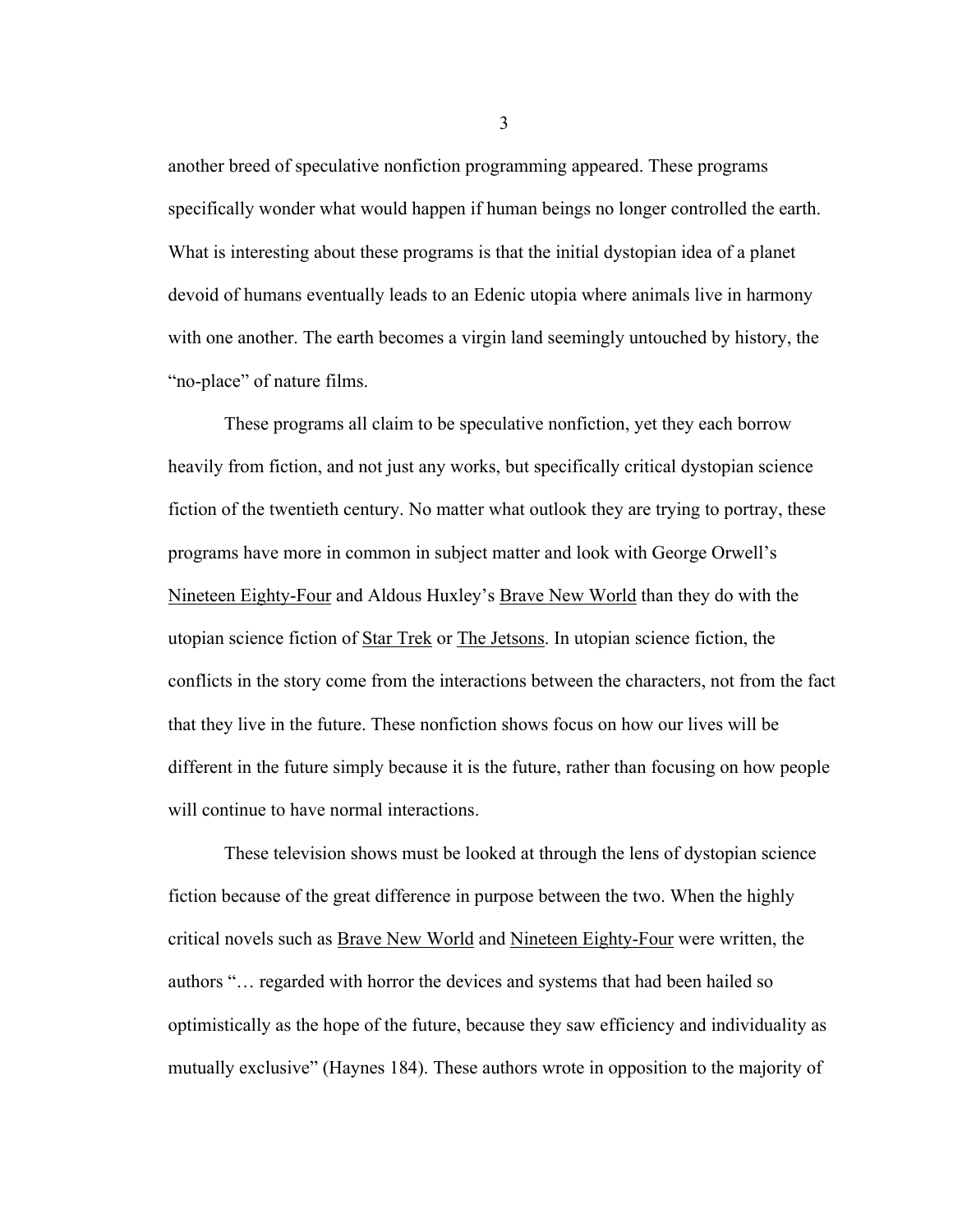another breed of speculative nonfiction programming appeared. These programs specifically wonder what would happen if human beings no longer controlled the earth. What is interesting about these programs is that the initial dystopian idea of a planet devoid of humans eventually leads to an Edenic utopia where animals live in harmony with one another. The earth becomes a virgin land seemingly untouched by history, the "no-place" of nature films.

These programs all claim to be speculative nonfiction, yet they each borrow heavily from fiction, and not just any works, but specifically critical dystopian science fiction of the twentieth century. No matter what outlook they are trying to portray, these programs have more in common in subject matter and look with George Orwell's Nineteen Eighty-Four and Aldous Huxley's Brave New World than they do with the utopian science fiction of Star Trek or The Jetsons. In utopian science fiction, the conflicts in the story come from the interactions between the characters, not from the fact that they live in the future. These nonfiction shows focus on how our lives will be different in the future simply because it is the future, rather than focusing on how people will continue to have normal interactions.

These television shows must be looked at through the lens of dystopian science fiction because of the great difference in purpose between the two. When the highly critical novels such as Brave New World and Nineteen Eighty-Four were written, the authors "… regarded with horror the devices and systems that had been hailed so optimistically as the hope of the future, because they saw efficiency and individuality as mutually exclusive" (Haynes 184). These authors wrote in opposition to the majority of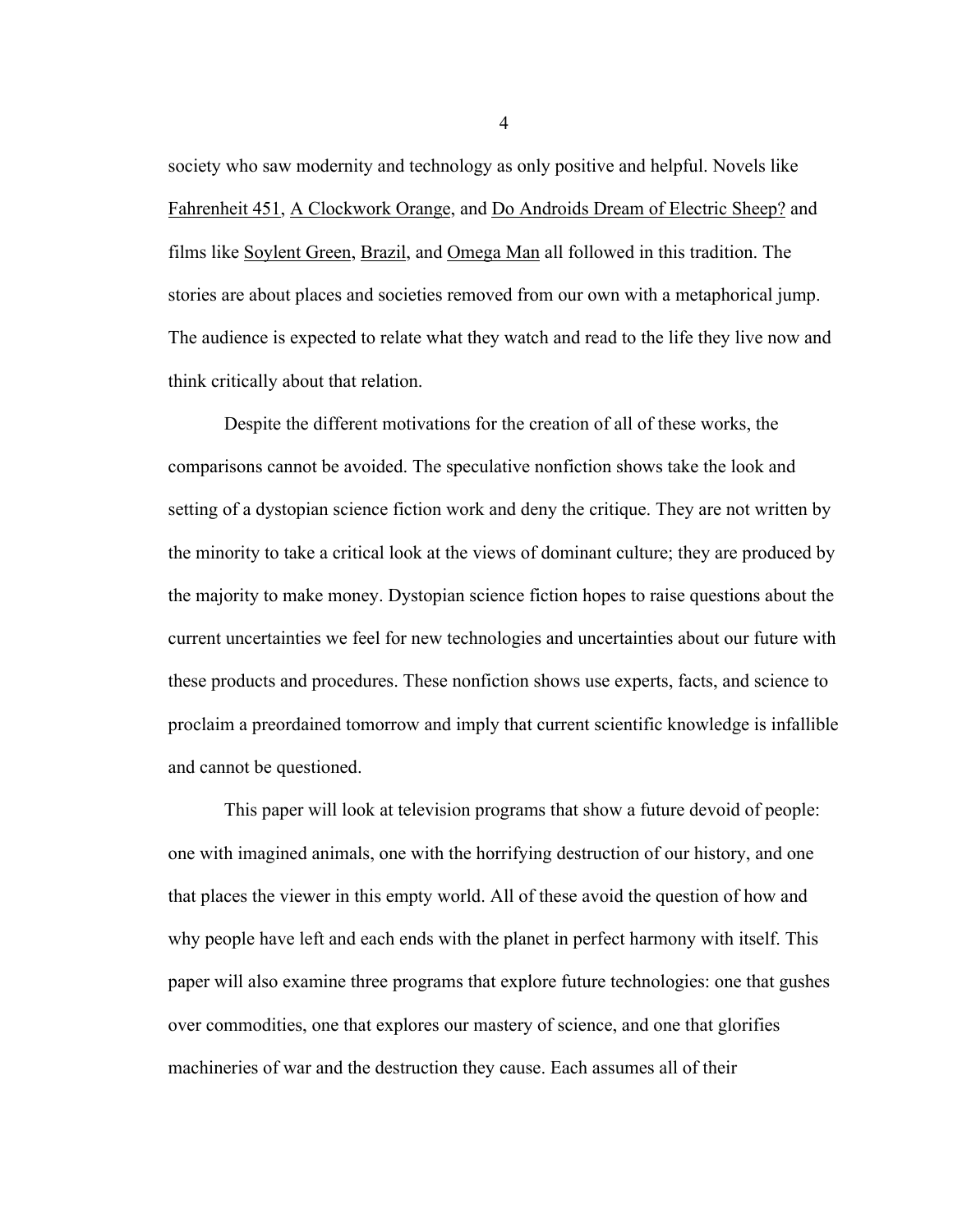society who saw modernity and technology as only positive and helpful. Novels like Fahrenheit 451, A Clockwork Orange, and Do Androids Dream of Electric Sheep? and films like Soylent Green, Brazil, and Omega Man all followed in this tradition. The stories are about places and societies removed from our own with a metaphorical jump. The audience is expected to relate what they watch and read to the life they live now and think critically about that relation.

Despite the different motivations for the creation of all of these works, the comparisons cannot be avoided. The speculative nonfiction shows take the look and setting of a dystopian science fiction work and deny the critique. They are not written by the minority to take a critical look at the views of dominant culture; they are produced by the majority to make money. Dystopian science fiction hopes to raise questions about the current uncertainties we feel for new technologies and uncertainties about our future with these products and procedures. These nonfiction shows use experts, facts, and science to proclaim a preordained tomorrow and imply that current scientific knowledge is infallible and cannot be questioned.

This paper will look at television programs that show a future devoid of people: one with imagined animals, one with the horrifying destruction of our history, and one that places the viewer in this empty world. All of these avoid the question of how and why people have left and each ends with the planet in perfect harmony with itself. This paper will also examine three programs that explore future technologies: one that gushes over commodities, one that explores our mastery of science, and one that glorifies machineries of war and the destruction they cause. Each assumes all of their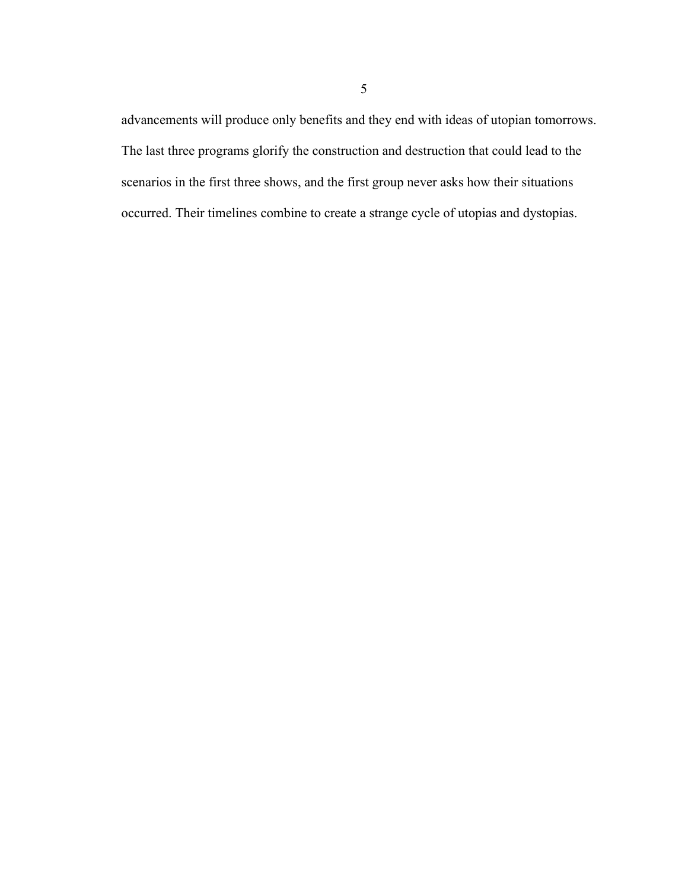advancements will produce only benefits and they end with ideas of utopian tomorrows. The last three programs glorify the construction and destruction that could lead to the scenarios in the first three shows, and the first group never asks how their situations occurred. Their timelines combine to create a strange cycle of utopias and dystopias.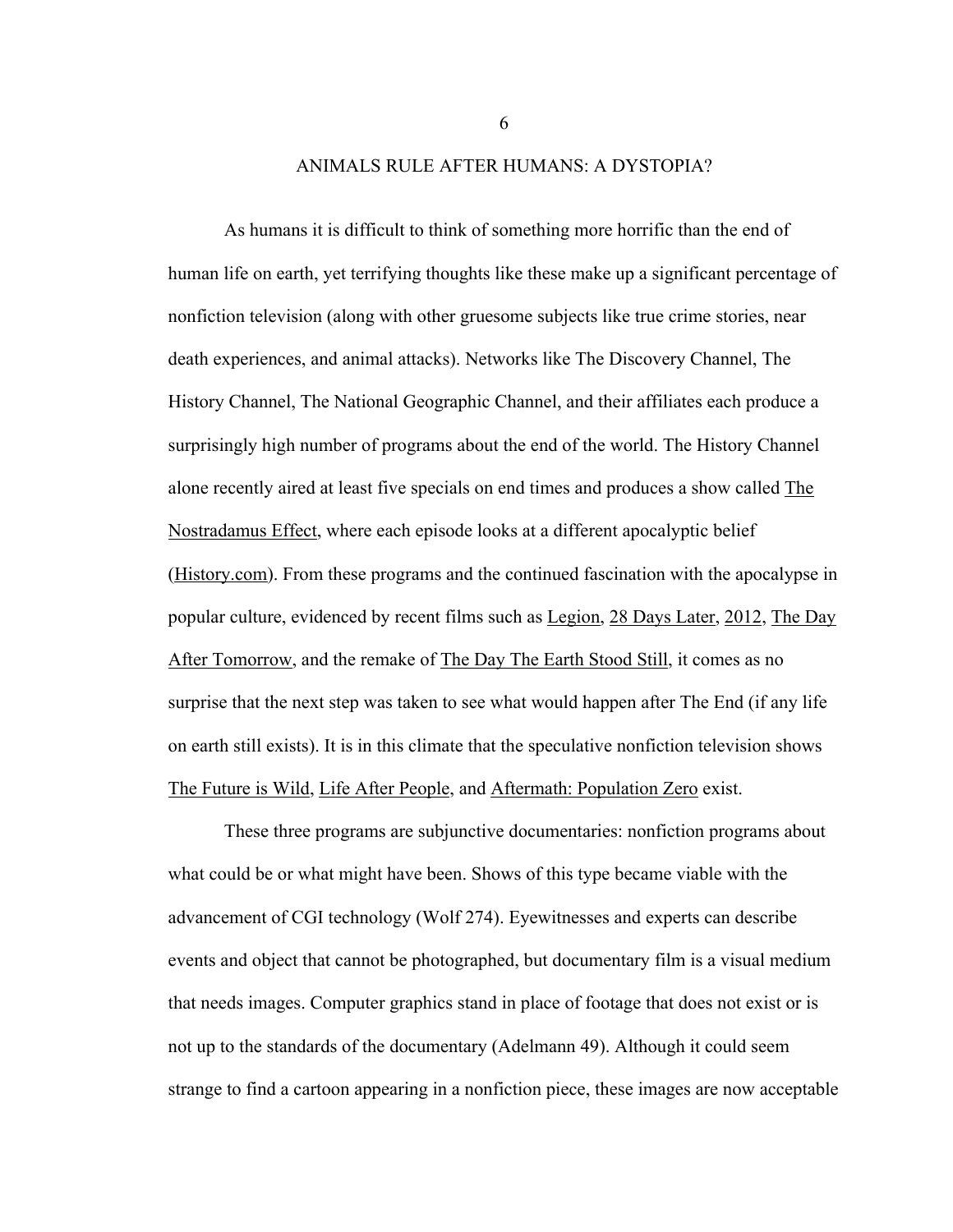# ANIMALS RULE AFTER HUMANS: A DYSTOPIA?

As humans it is difficult to think of something more horrific than the end of human life on earth, yet terrifying thoughts like these make up a significant percentage of nonfiction television (along with other gruesome subjects like true crime stories, near death experiences, and animal attacks). Networks like The Discovery Channel, The History Channel, The National Geographic Channel, and their affiliates each produce a surprisingly high number of programs about the end of the world. The History Channel alone recently aired at least five specials on end times and produces a show called <u>The Nostradamus Effect</u>, where each episode looks at a different apocalyptic belief (<u>History.com</u>). From these programs and the continued fascination with the apocalypse in popular culture, evidenced by recent films such as <u>Legion</u>, <u>28 Days Later</u>, <u>2012</u>, <u>The Day After Tomorrow</u>, and the remake of <u>The Day The Earth Stood Still</u>, it comes as no surprise that the next step was taken to see what would happen after The End (if any life on earth still exists). It is in this climate that the speculative nonfiction television shows <u>The Future is Wild</u>, <u>Life After People</u>, and <u>Aftermath: Population Zero</u> exist.

These three programs are subjunctive documentaries: nonfiction programs about what could be or what might have been. Shows of this type became viable with the advancement of CGI technology (Wolf 274). Eyewitnesses and experts can describe events and object that cannot be photographed, but documentary film is a visual medium that needs images. Computer graphics stand in place of footage that does not exist or is not up to the standards of the documentary (Adelmann 49). Although it could seem strange to find a cartoon appearing in a nonfiction piece, these images are now acceptable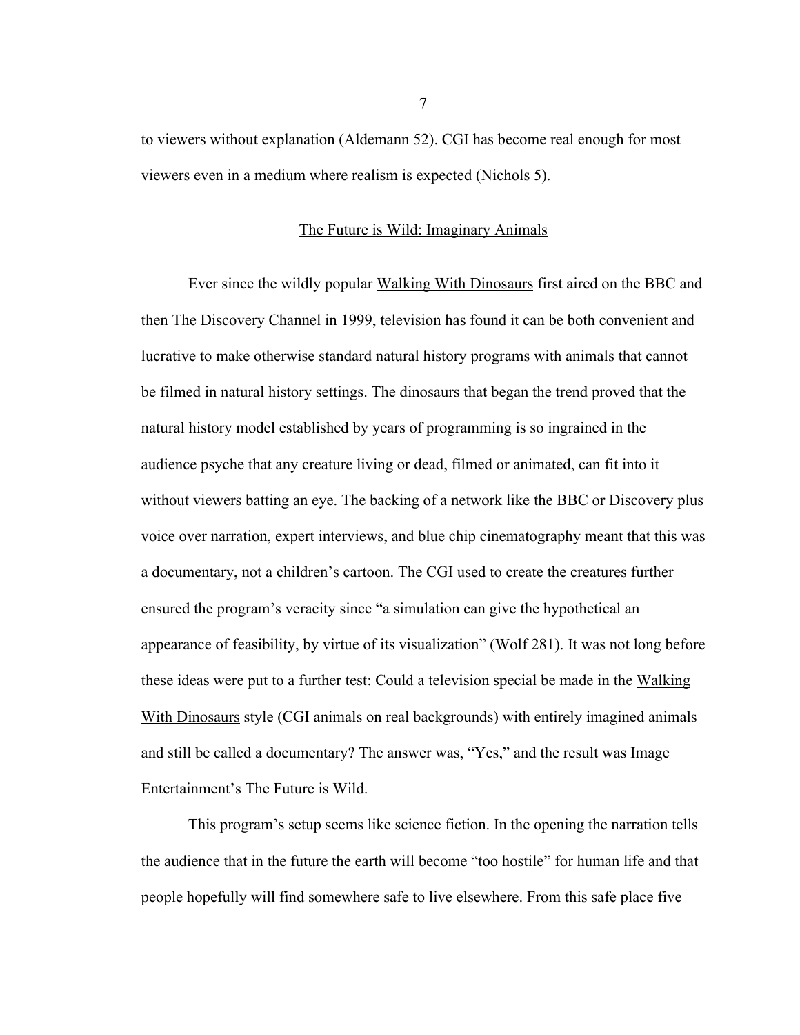to viewers without explanation (Aldemann 52). CGI has become real enough for most viewers even in a medium where realism is expected (Nichols 5).

## The Future is Wild: Imaginary Animals

Ever since the wildly popular Walking With Dinosaurs first aired on the BBC and then The Discovery Channel in 1999, television has found it can be both convenient and lucrative to make otherwise standard natural history programs with animals that cannot be filmed in natural history settings. The dinosaurs that began the trend proved that the natural history model established by years of programming is so ingrained in the audience psyche that any creature living or dead, filmed or animated, can fit into it without viewers batting an eye. The backing of a network like the BBC or Discovery plus voice over narration, expert interviews, and blue chip cinematography meant that this was a documentary, not a children's cartoon. The CGI used to create the creatures further ensured the program's veracity since "a simulation can give the hypothetical an appearance of feasibility, by virtue of its visualization" (Wolf 281). It was not long before these ideas were put to a further test: Could a television special be made in the Walking With Dinosaurs style (CGI animals on real backgrounds) with entirely imagined animals and still be called a documentary? The answer was, "Yes," and the result was Image Entertainment's The Future is Wild.

This program's setup seems like science fiction. In the opening the narration tells the audience that in the future the earth will become "too hostile" for human life and that people hopefully will find somewhere safe to live elsewhere. From this safe place five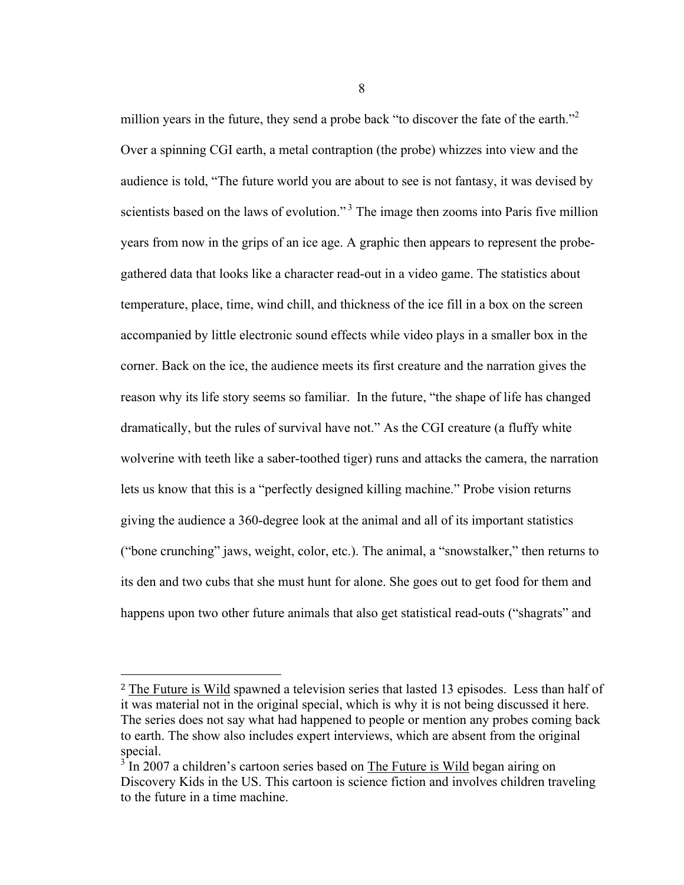million years in the future, they send a probe back "to discover the fate of the earth."[2] Over a spinning CGI earth, a metal contraption (the probe) whizzes into view and the audience is told, "The future world you are about to see is not fantasy, it was devised by scientists based on the laws of evolution."[3] The image then zooms into Paris five million years from now in the grips of an ice age. A graphic then appears to represent the probe-gathered data that looks like a character read-out in a video game. The statistics about temperature, place, time, wind chill, and thickness of the ice fill in a box on the screen accompanied by little electronic sound effects while video plays in a smaller box in the corner. Back on the ice, the audience meets its first creature and the narration gives the reason why its life story seems so familiar. In the future, "the shape of life has changed dramatically, but the rules of survival have not." As the CGI creature (a fluffy white wolverine with teeth like a saber-toothed tiger) runs and attacks the camera, the narration lets us know that this is a "perfectly designed killing machine." Probe vision returns giving the audience a 360-degree look at the animal and all of its important statistics ("bone crunching" jaws, weight, color, etc.). The animal, a "snowstalker," then returns to its den and two cubs that she must hunt for alone. She goes out to get food for them and happens upon two other future animals that also get statistical read-outs ("shagrats" and

---

[2] The Future is Wild spawned a television series that lasted 13 episodes. Less than half of it was material not in the original special, which is why it is not being discussed it here. The series does not say what had happened to people or mention any probes coming back to earth. The show also includes expert interviews, which are absent from the original special.

[3] In 2007 a children's cartoon series based on The Future is Wild began airing on Discovery Kids in the US. This cartoon is science fiction and involves children traveling to the future in a time machine.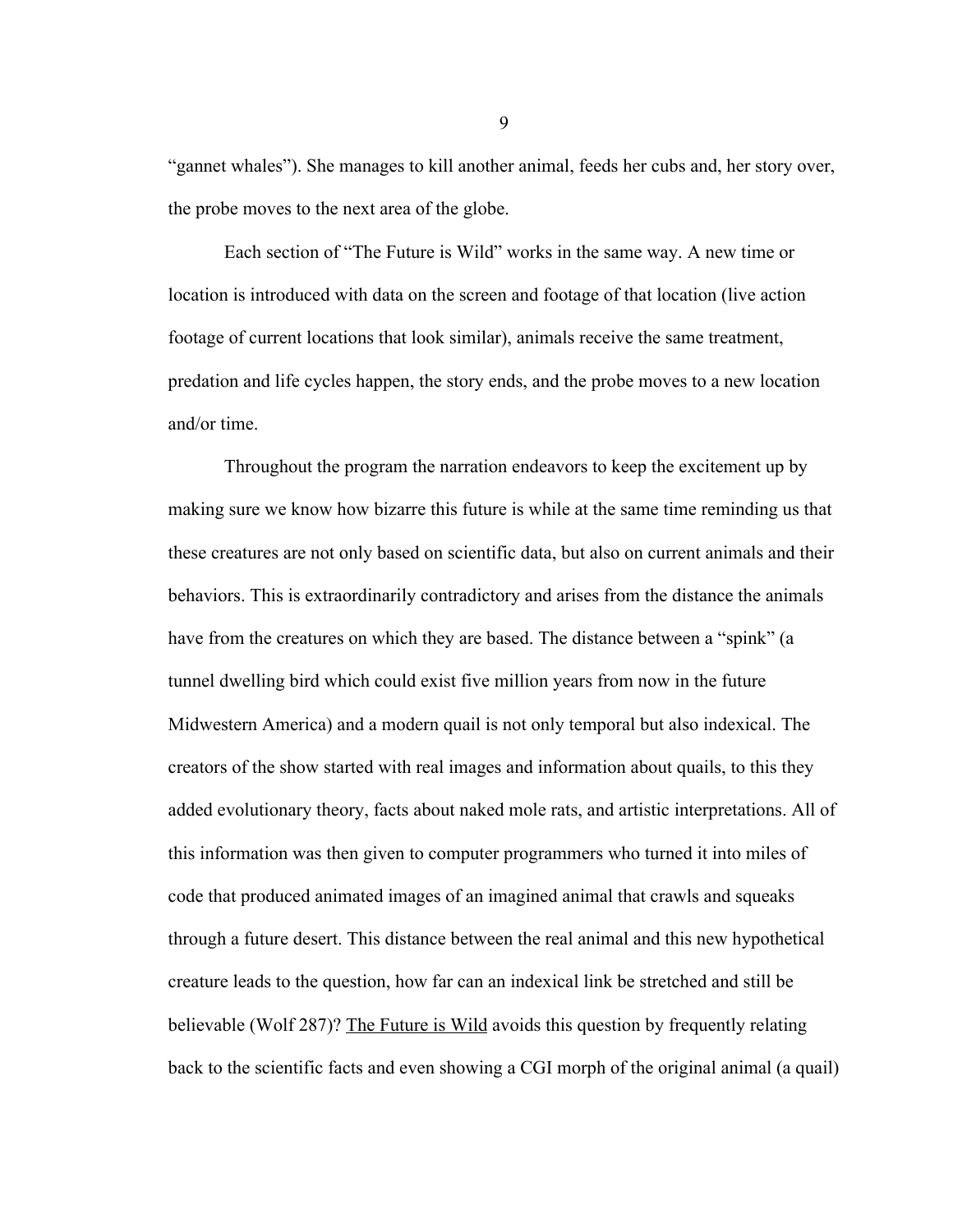"gannet whales"). She manages to kill another animal, feeds her cubs and, her story over, the probe moves to the next area of the globe.

Each section of "The Future is Wild" works in the same way. A new time or location is introduced with data on the screen and footage of that location (live action footage of current locations that look similar), animals receive the same treatment, predation and life cycles happen, the story ends, and the probe moves to a new location and/or time.

Throughout the program the narration endeavors to keep the excitement up by making sure we know how bizarre this future is while at the same time reminding us that these creatures are not only based on scientific data, but also on current animals and their behaviors. This is extraordinarily contradictory and arises from the distance the animals have from the creatures on which they are based. The distance between a "spink" (a tunnel dwelling bird which could exist five million years from now in the future Midwestern America) and a modern quail is not only temporal but also indexical. The creators of the show started with real images and information about quails, to this they added evolutionary theory, facts about naked mole rats, and artistic interpretations. All of this information was then given to computer programmers who turned it into miles of code that produced animated images of an imagined animal that crawls and squeaks through a future desert. This distance between the real animal and this new hypothetical creature leads to the question, how far can an indexical link be stretched and still be believable (Wolf 287)? <u>The Future is Wild</u> avoids this question by frequently relating back to the scientific facts and even showing a CGI morph of the original animal (a quail)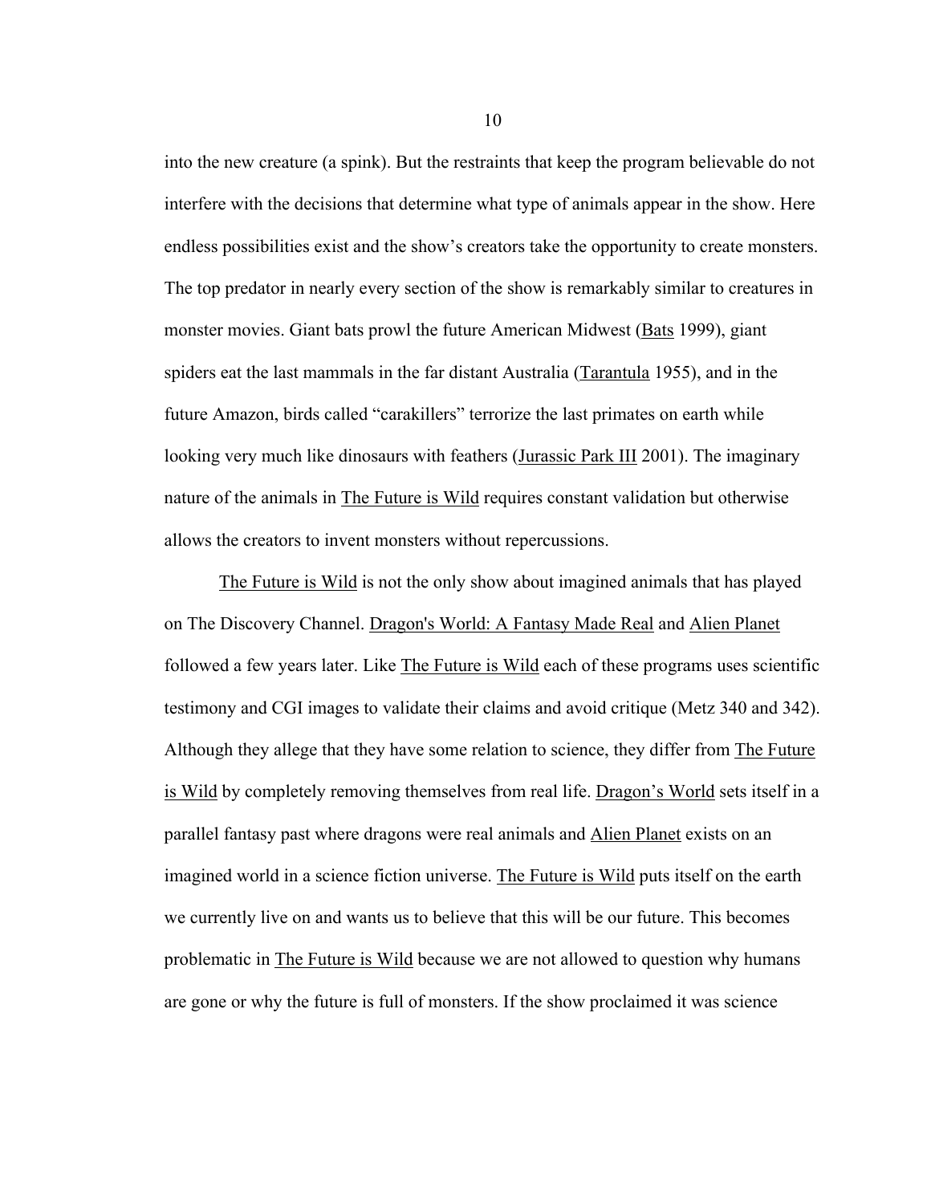into the new creature (a spink). But the restraints that keep the program believable do not interfere with the decisions that determine what type of animals appear in the show. Here endless possibilities exist and the show's creators take the opportunity to create monsters. The top predator in nearly every section of the show is remarkably similar to creatures in monster movies. Giant bats prowl the future American Midwest (Bats 1999), giant spiders eat the last mammals in the far distant Australia (Tarantula 1955), and in the future Amazon, birds called "carakillers" terrorize the last primates on earth while looking very much like dinosaurs with feathers (Jurassic Park III 2001). The imaginary nature of the animals in The Future is Wild requires constant validation but otherwise allows the creators to invent monsters without repercussions.

The Future is Wild is not the only show about imagined animals that has played on The Discovery Channel. Dragon's World: A Fantasy Made Real and Alien Planet followed a few years later. Like The Future is Wild each of these programs uses scientific testimony and CGI images to validate their claims and avoid critique (Metz 340 and 342). Although they allege that they have some relation to science, they differ from The Future is Wild by completely removing themselves from real life. Dragon's World sets itself in a parallel fantasy past where dragons were real animals and Alien Planet exists on an imagined world in a science fiction universe. The Future is Wild puts itself on the earth we currently live on and wants us to believe that this will be our future. This becomes problematic in The Future is Wild because we are not allowed to question why humans are gone or why the future is full of monsters. If the show proclaimed it was science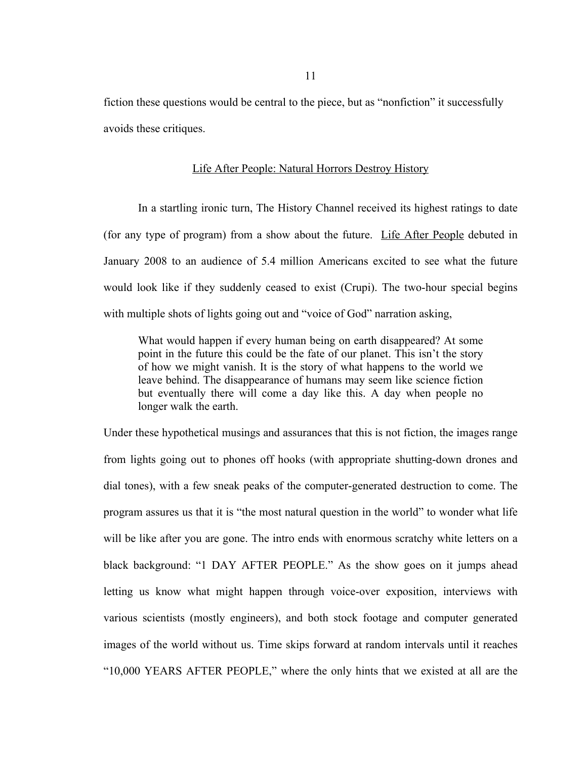fiction these questions would be central to the piece, but as "nonfiction" it successfully avoids these critiques.

## Life After People: Natural Horrors Destroy History

In a startling ironic turn, The History Channel received its highest ratings to date (for any type of program) from a show about the future. Life After People debuted in January 2008 to an audience of 5.4 million Americans excited to see what the future would look like if they suddenly ceased to exist (Crupi). The two-hour special begins with multiple shots of lights going out and "voice of God" narration asking,

> What would happen if every human being on earth disappeared? At some point in the future this could be the fate of our planet. This isn't the story of how we might vanish. It is the story of what happens to the world we leave behind. The disappearance of humans may seem like science fiction but eventually there will come a day like this. A day when people no longer walk the earth.

Under these hypothetical musings and assurances that this is not fiction, the images range from lights going out to phones off hooks (with appropriate shutting-down drones and dial tones), with a few sneak peaks of the computer-generated destruction to come. The program assures us that it is "the most natural question in the world" to wonder what life will be like after you are gone. The intro ends with enormous scratchy white letters on a black background: "1 DAY AFTER PEOPLE." As the show goes on it jumps ahead letting us know what might happen through voice-over exposition, interviews with various scientists (mostly engineers), and both stock footage and computer generated images of the world without us. Time skips forward at random intervals until it reaches "10,000 YEARS AFTER PEOPLE," where the only hints that we existed at all are the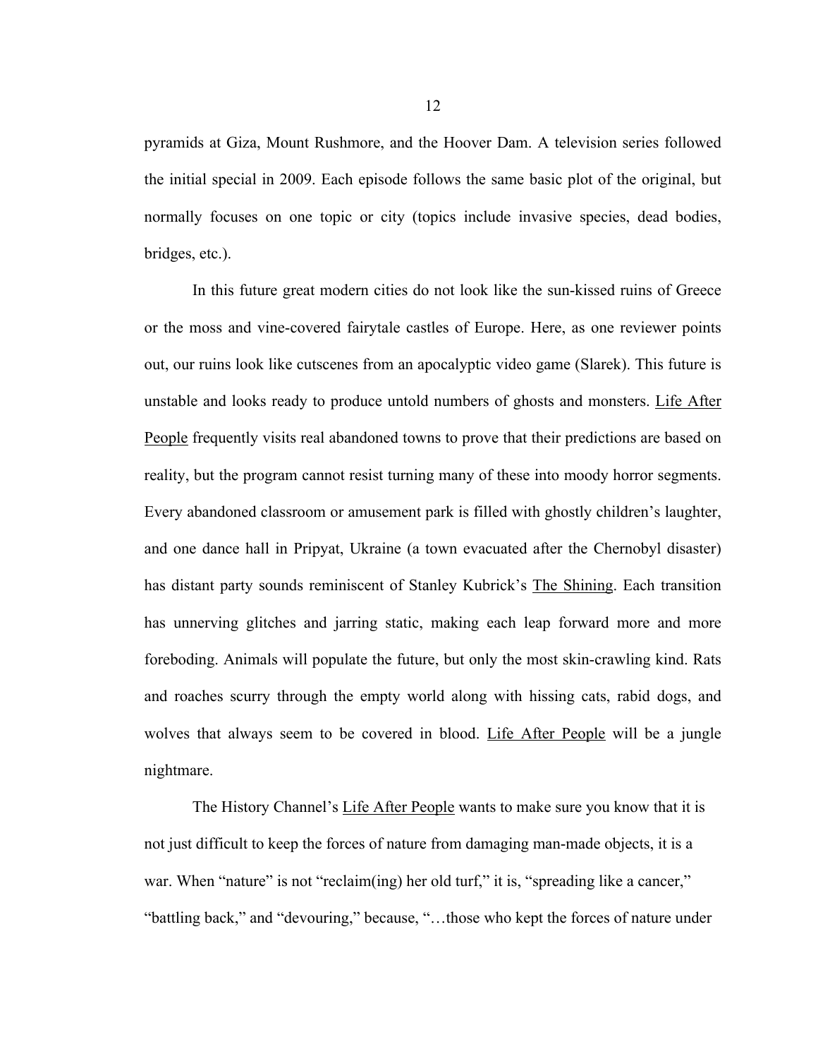pyramids at Giza, Mount Rushmore, and the Hoover Dam. A television series followed the initial special in 2009. Each episode follows the same basic plot of the original, but normally focuses on one topic or city (topics include invasive species, dead bodies, bridges, etc.).

In this future great modern cities do not look like the sun-kissed ruins of Greece or the moss and vine-covered fairytale castles of Europe. Here, as one reviewer points out, our ruins look like cutscenes from an apocalyptic video game (Slarek). This future is unstable and looks ready to produce untold numbers of ghosts and monsters. <u>Life After People</u> frequently visits real abandoned towns to prove that their predictions are based on reality, but the program cannot resist turning many of these into moody horror segments. Every abandoned classroom or amusement park is filled with ghostly children's laughter, and one dance hall in Pripyat, Ukraine (a town evacuated after the Chernobyl disaster) has distant party sounds reminiscent of Stanley Kubrick's <u>The Shining</u>. Each transition has unnerving glitches and jarring static, making each leap forward more and more foreboding. Animals will populate the future, but only the most skin-crawling kind. Rats and roaches scurry through the empty world along with hissing cats, rabid dogs, and wolves that always seem to be covered in blood. <u>Life After People</u> will be a jungle nightmare.

The History Channel's <u>Life After People</u> wants to make sure you know that it is not just difficult to keep the forces of nature from damaging man-made objects, it is a war. When "nature" is not "reclaim(ing) her old turf," it is, "spreading like a cancer," "battling back," and "devouring," because, "…those who kept the forces of nature under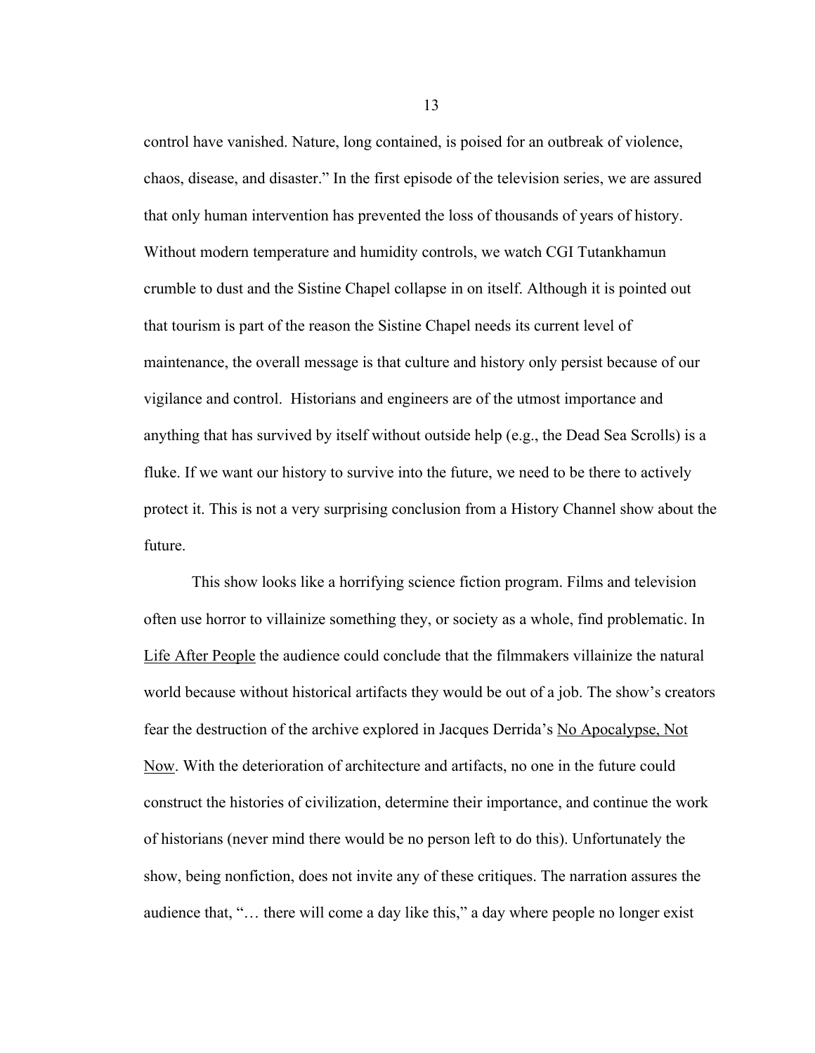control have vanished. Nature, long contained, is poised for an outbreak of violence, chaos, disease, and disaster." In the first episode of the television series, we are assured that only human intervention has prevented the loss of thousands of years of history. Without modern temperature and humidity controls, we watch CGI Tutankhamun crumble to dust and the Sistine Chapel collapse in on itself. Although it is pointed out that tourism is part of the reason the Sistine Chapel needs its current level of maintenance, the overall message is that culture and history only persist because of our vigilance and control. Historians and engineers are of the utmost importance and anything that has survived by itself without outside help (e.g., the Dead Sea Scrolls) is a fluke. If we want our history to survive into the future, we need to be there to actively protect it. This is not a very surprising conclusion from a History Channel show about the future.

This show looks like a horrifying science fiction program. Films and television often use horror to villainize something they, or society as a whole, find problematic. In <u>Life After People</u> the audience could conclude that the filmmakers villainize the natural world because without historical artifacts they would be out of a job. The show's creators fear the destruction of the archive explored in Jacques Derrida's <u>No Apocalypse, Not Now</u>. With the deterioration of architecture and artifacts, no one in the future could construct the histories of civilization, determine their importance, and continue the work of historians (never mind there would be no person left to do this). Unfortunately the show, being nonfiction, does not invite any of these critiques. The narration assures the audience that, "… there will come a day like this," a day where people no longer exist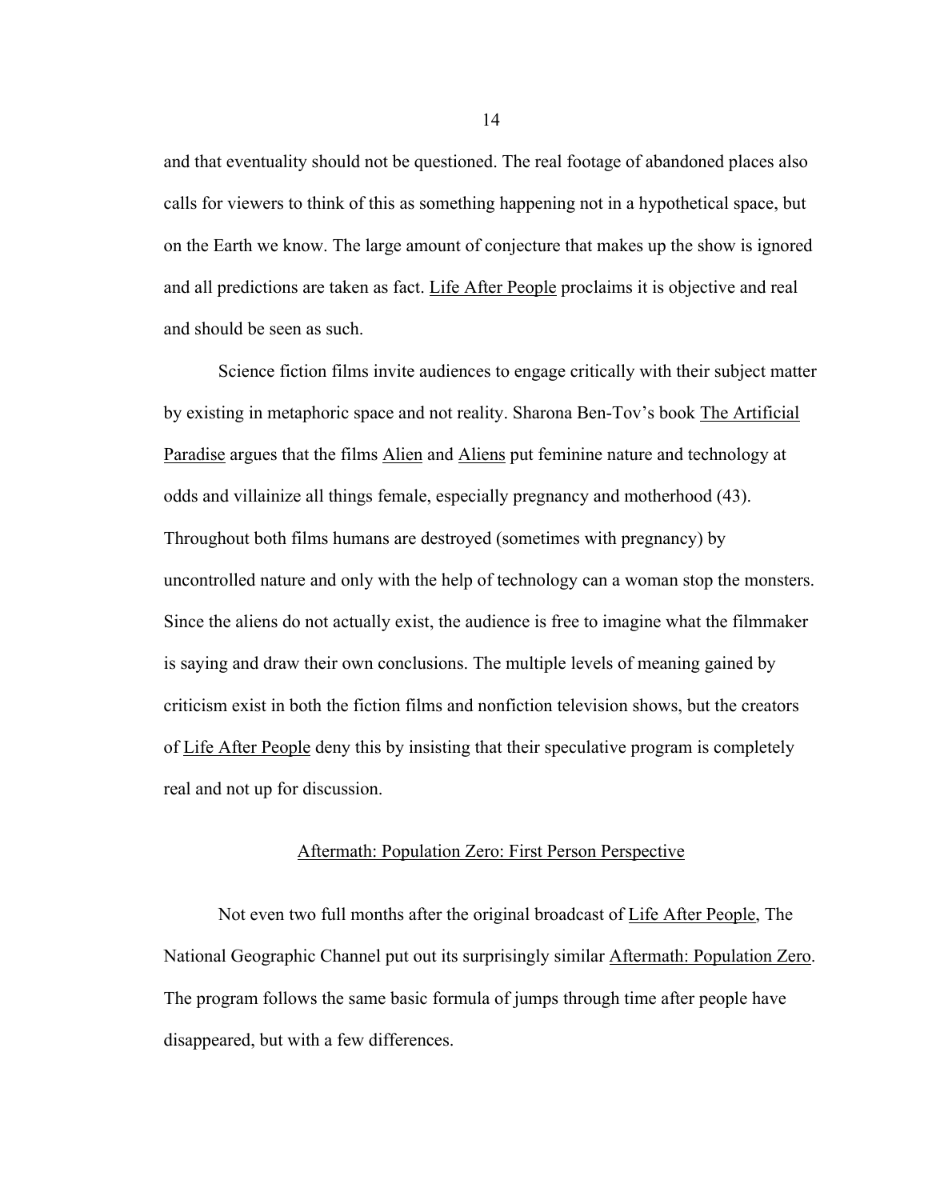and that eventuality should not be questioned. The real footage of abandoned places also calls for viewers to think of this as something happening not in a hypothetical space, but on the Earth we know. The large amount of conjecture that makes up the show is ignored and all predictions are taken as fact. Life After People proclaims it is objective and real and should be seen as such.

Science fiction films invite audiences to engage critically with their subject matter by existing in metaphoric space and not reality. Sharona Ben-Tov's book The Artificial Paradise argues that the films Alien and Aliens put feminine nature and technology at odds and villainize all things female, especially pregnancy and motherhood (43). Throughout both films humans are destroyed (sometimes with pregnancy) by uncontrolled nature and only with the help of technology can a woman stop the monsters. Since the aliens do not actually exist, the audience is free to imagine what the filmmaker is saying and draw their own conclusions. The multiple levels of meaning gained by criticism exist in both the fiction films and nonfiction television shows, but the creators of Life After People deny this by insisting that their speculative program is completely real and not up for discussion.

## Aftermath: Population Zero: First Person Perspective

Not even two full months after the original broadcast of Life After People, The National Geographic Channel put out its surprisingly similar Aftermath: Population Zero. The program follows the same basic formula of jumps through time after people have disappeared, but with a few differences.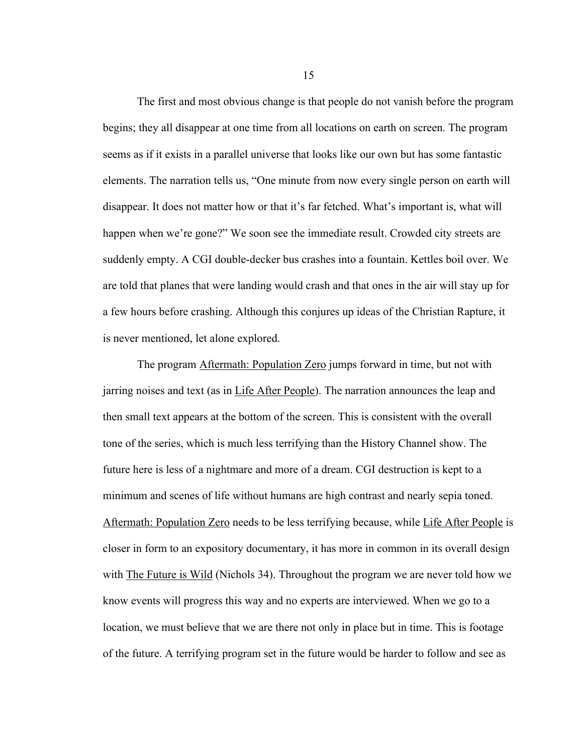The first and most obvious change is that people do not vanish before the program begins; they all disappear at one time from all locations on earth on screen. The program seems as if it exists in a parallel universe that looks like our own but has some fantastic elements. The narration tells us, "One minute from now every single person on earth will disappear. It does not matter how or that it's far fetched. What's important is, what will happen when we're gone?" We soon see the immediate result. Crowded city streets are suddenly empty. A CGI double-decker bus crashes into a fountain. Kettles boil over. We are told that planes that were landing would crash and that ones in the air will stay up for a few hours before crashing. Although this conjures up ideas of the Christian Rapture, it is never mentioned, let alone explored.

The program Aftermath: Population Zero jumps forward in time, but not with jarring noises and text (as in Life After People). The narration announces the leap and then small text appears at the bottom of the screen. This is consistent with the overall tone of the series, which is much less terrifying than the History Channel show. The future here is less of a nightmare and more of a dream. CGI destruction is kept to a minimum and scenes of life without humans are high contrast and nearly sepia toned. Aftermath: Population Zero needs to be less terrifying because, while Life After People is closer in form to an expository documentary, it has more in common in its overall design with The Future is Wild (Nichols 34). Throughout the program we are never told how we know events will progress this way and no experts are interviewed. When we go to a location, we must believe that we are there not only in place but in time. This is footage of the future. A terrifying program set in the future would be harder to follow and see as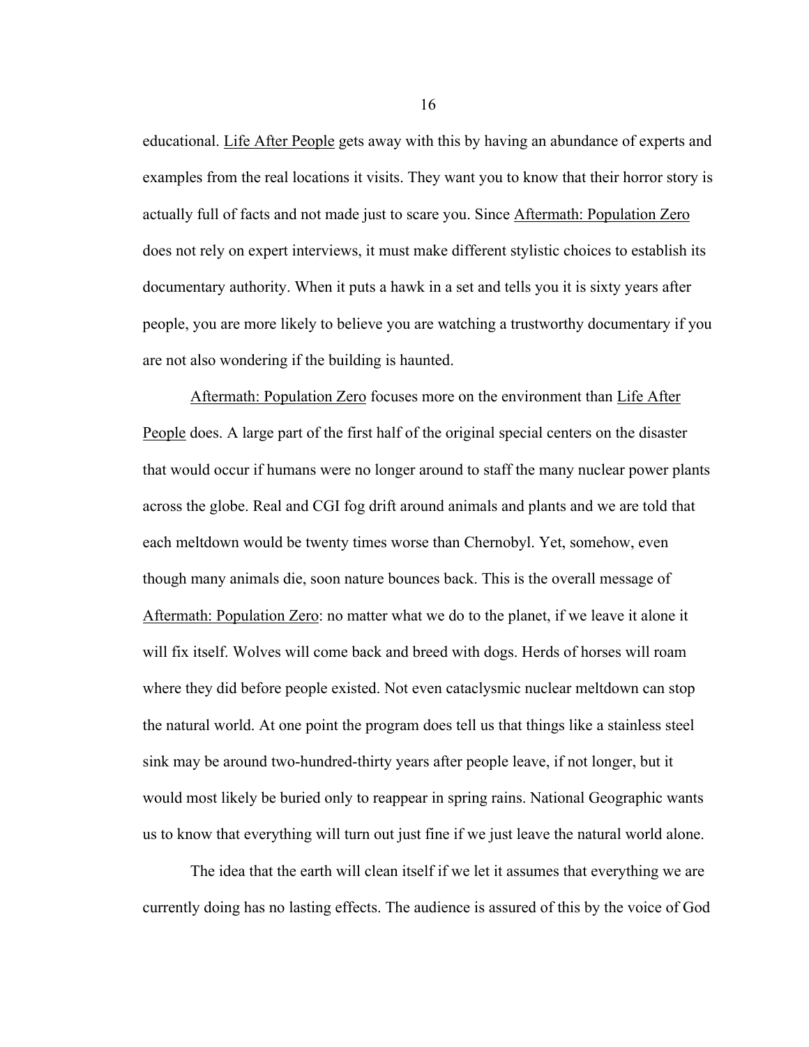educational. <u>Life After People</u> gets away with this by having an abundance of experts and examples from the real locations it visits. They want you to know that their horror story is actually full of facts and not made just to scare you. Since <u>Aftermath: Population Zero</u> does not rely on expert interviews, it must make different stylistic choices to establish its documentary authority. When it puts a hawk in a set and tells you it is sixty years after people, you are more likely to believe you are watching a trustworthy documentary if you are not also wondering if the building is haunted.

<u>Aftermath: Population Zero</u> focuses more on the environment than <u>Life After People</u> does. A large part of the first half of the original special centers on the disaster that would occur if humans were no longer around to staff the many nuclear power plants across the globe. Real and CGI fog drift around animals and plants and we are told that each meltdown would be twenty times worse than Chernobyl. Yet, somehow, even though many animals die, soon nature bounces back. This is the overall message of <u>Aftermath: Population Zero</u>: no matter what we do to the planet, if we leave it alone it will fix itself. Wolves will come back and breed with dogs. Herds of horses will roam where they did before people existed. Not even cataclysmic nuclear meltdown can stop the natural world. At one point the program does tell us that things like a stainless steel sink may be around two-hundred-thirty years after people leave, if not longer, but it would most likely be buried only to reappear in spring rains. National Geographic wants us to know that everything will turn out just fine if we just leave the natural world alone.

The idea that the earth will clean itself if we let it assumes that everything we are currently doing has no lasting effects. The audience is assured of this by the voice of God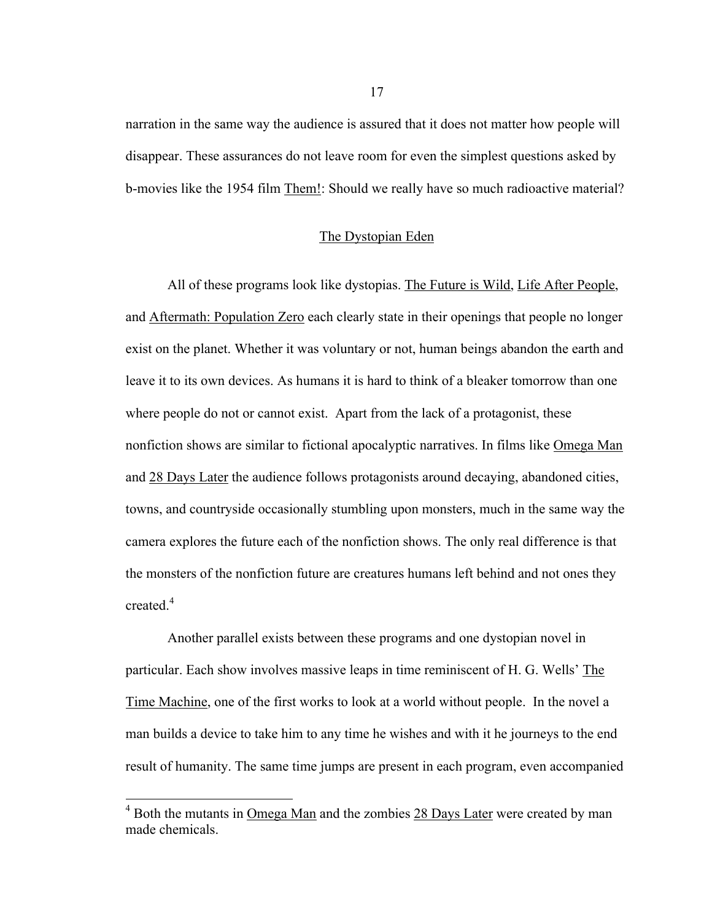narration in the same way the audience is assured that it does not matter how people will disappear. These assurances do not leave room for even the simplest questions asked by b-movies like the 1954 film Them!: Should we really have so much radioactive material?

## The Dystopian Eden

All of these programs look like dystopias. The Future is Wild, Life After People, and Aftermath: Population Zero each clearly state in their openings that people no longer exist on the planet. Whether it was voluntary or not, human beings abandon the earth and leave it to its own devices. As humans it is hard to think of a bleaker tomorrow than one where people do not or cannot exist. Apart from the lack of a protagonist, these nonfiction shows are similar to fictional apocalyptic narratives. In films like Omega Man and 28 Days Later the audience follows protagonists around decaying, abandoned cities, towns, and countryside occasionally stumbling upon monsters, much in the same way the camera explores the future each of the nonfiction shows. The only real difference is that the monsters of the nonfiction future are creatures humans left behind and not ones they created.[4]

Another parallel exists between these programs and one dystopian novel in particular. Each show involves massive leaps in time reminiscent of H. G. Wells' The Time Machine, one of the first works to look at a world without people. In the novel a man builds a device to take him to any time he wishes and with it he journeys to the end result of humanity. The same time jumps are present in each program, even accompanied

[4] Both the mutants in Omega Man and the zombies 28 Days Later were created by man made chemicals.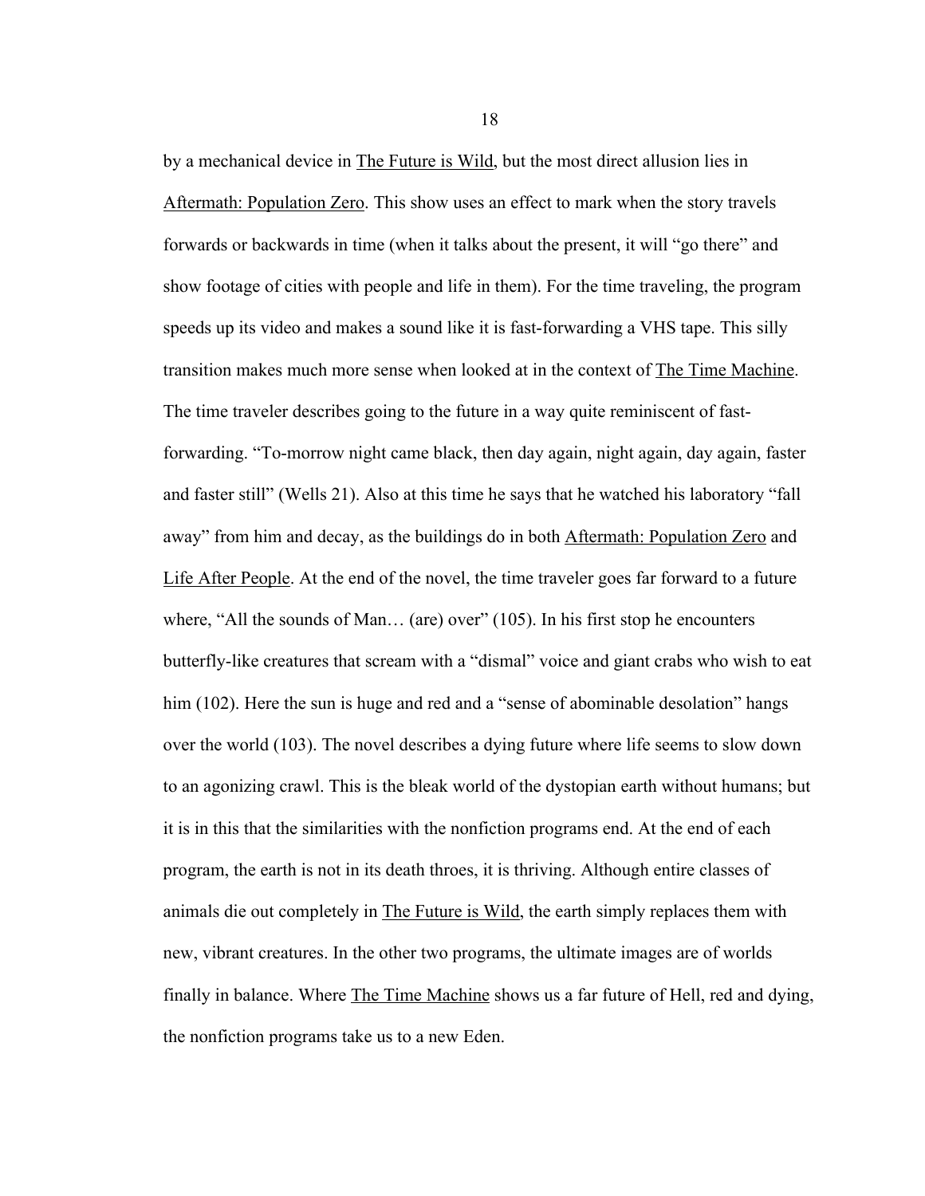by a mechanical device in <u>The Future is Wild</u>, but the most direct allusion lies in <u>Aftermath: Population Zero</u>. This show uses an effect to mark when the story travels forwards or backwards in time (when it talks about the present, it will "go there" and show footage of cities with people and life in them). For the time traveling, the program speeds up its video and makes a sound like it is fast-forwarding a VHS tape. This silly transition makes much more sense when looked at in the context of <u>The Time Machine</u>. The time traveler describes going to the future in a way quite reminiscent of fast-forwarding. "To-morrow night came black, then day again, night again, day again, faster and faster still" (Wells 21). Also at this time he says that he watched his laboratory "fall away" from him and decay, as the buildings do in both <u>Aftermath: Population Zero</u> and <u>Life After People</u>. At the end of the novel, the time traveler goes far forward to a future where, "All the sounds of Man… (are) over" (105). In his first stop he encounters butterfly-like creatures that scream with a "dismal" voice and giant crabs who wish to eat him (102). Here the sun is huge and red and a "sense of abominable desolation" hangs over the world (103). The novel describes a dying future where life seems to slow down to an agonizing crawl. This is the bleak world of the dystopian earth without humans; but it is in this that the similarities with the nonfiction programs end. At the end of each program, the earth is not in its death throes, it is thriving. Although entire classes of animals die out completely in <u>The Future is Wild</u>, the earth simply replaces them with new, vibrant creatures. In the other two programs, the ultimate images are of worlds finally in balance. Where <u>The Time Machine</u> shows us a far future of Hell, red and dying, the nonfiction programs take us to a new Eden.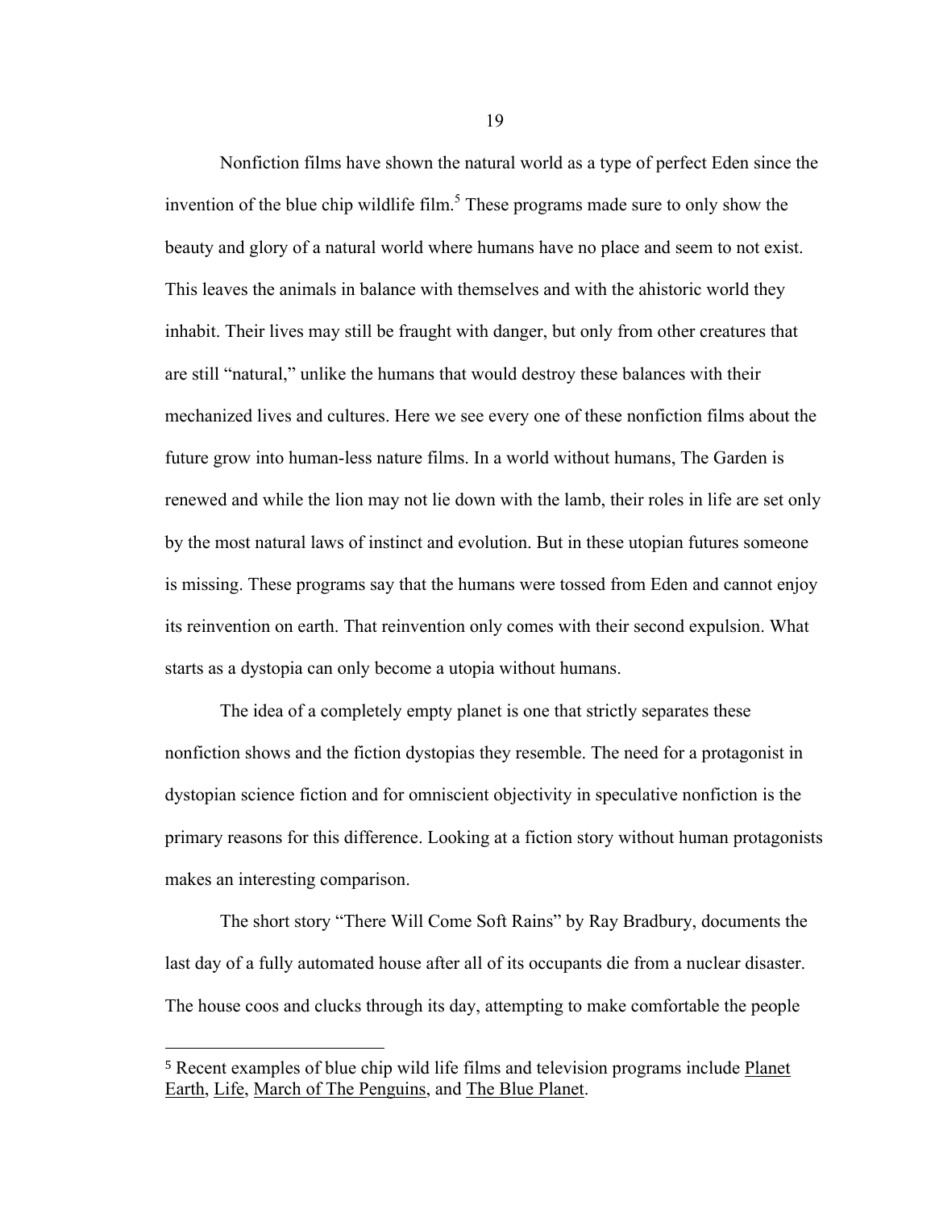Nonfiction films have shown the natural world as a type of perfect Eden since the invention of the blue chip wildlife film.[5] These programs made sure to only show the beauty and glory of a natural world where humans have no place and seem to not exist. This leaves the animals in balance with themselves and with the ahistoric world they inhabit. Their lives may still be fraught with danger, but only from other creatures that are still "natural," unlike the humans that would destroy these balances with their mechanized lives and cultures. Here we see every one of these nonfiction films about the future grow into human-less nature films. In a world without humans, The Garden is renewed and while the lion may not lie down with the lamb, their roles in life are set only by the most natural laws of instinct and evolution. But in these utopian futures someone is missing. These programs say that the humans were tossed from Eden and cannot enjoy its reinvention on earth. That reinvention only comes with their second expulsion. What starts as a dystopia can only become a utopia without humans.

The idea of a completely empty planet is one that strictly separates these nonfiction shows and the fiction dystopias they resemble. The need for a protagonist in dystopian science fiction and for omniscient objectivity in speculative nonfiction is the primary reasons for this difference. Looking at a fiction story without human protagonists makes an interesting comparison.

The short story "There Will Come Soft Rains" by Ray Bradbury, documents the last day of a fully automated house after all of its occupants die from a nuclear disaster. The house coos and clucks through its day, attempting to make comfortable the people

---

[5] Recent examples of blue chip wild life films and television programs include Planet Earth, Life, March of The Penguins, and The Blue Planet.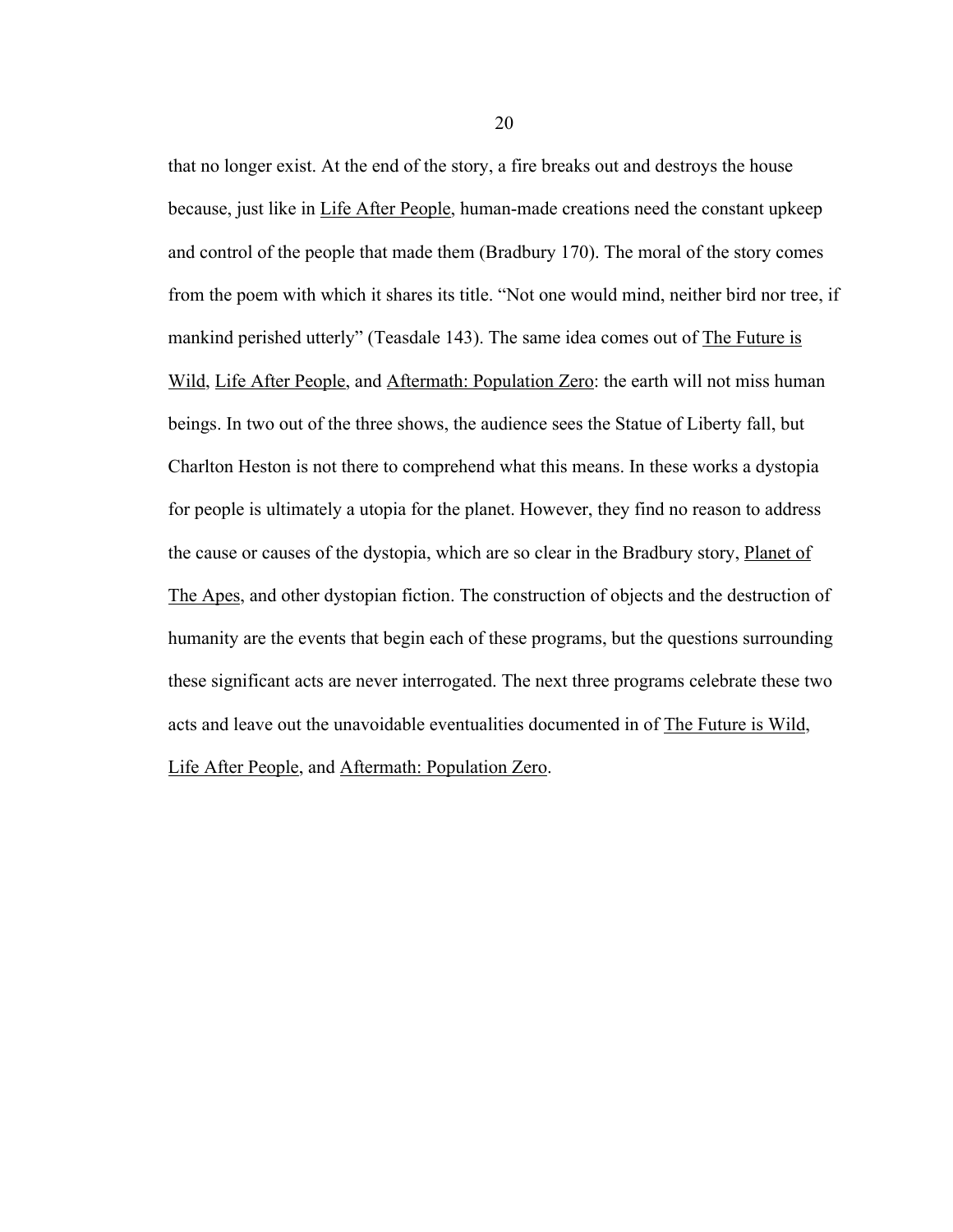that no longer exist. At the end of the story, a fire breaks out and destroys the house because, just like in Life After People, human-made creations need the constant upkeep and control of the people that made them (Bradbury 170). The moral of the story comes from the poem with which it shares its title. "Not one would mind, neither bird nor tree, if mankind perished utterly" (Teasdale 143). The same idea comes out of The Future is Wild, Life After People, and Aftermath: Population Zero: the earth will not miss human beings. In two out of the three shows, the audience sees the Statue of Liberty fall, but Charlton Heston is not there to comprehend what this means. In these works a dystopia for people is ultimately a utopia for the planet. However, they find no reason to address the cause or causes of the dystopia, which are so clear in the Bradbury story, Planet of The Apes, and other dystopian fiction. The construction of objects and the destruction of humanity are the events that begin each of these programs, but the questions surrounding these significant acts are never interrogated. The next three programs celebrate these two acts and leave out the unavoidable eventualities documented in of The Future is Wild, Life After People, and Aftermath: Population Zero.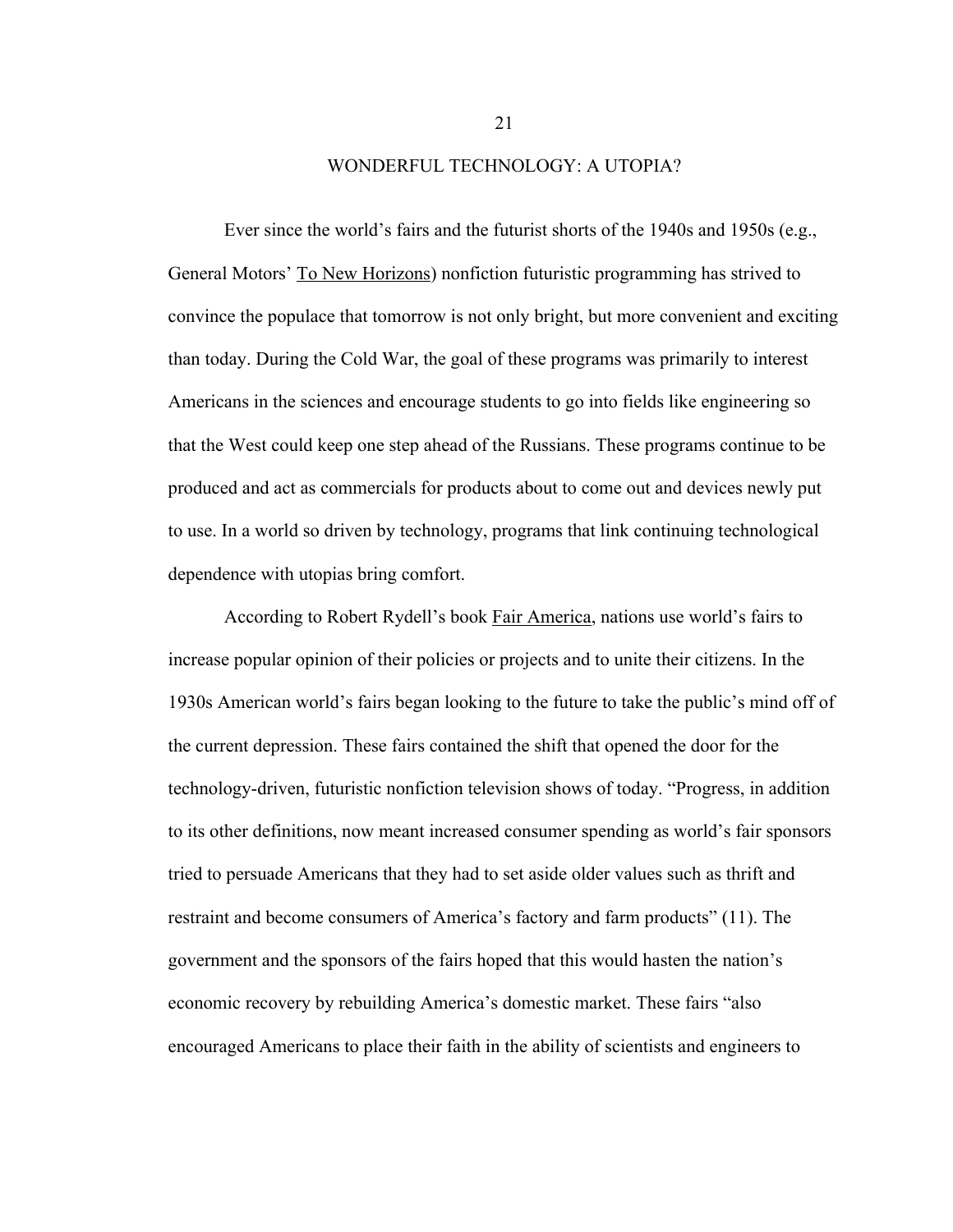## WONDERFUL TECHNOLOGY: A UTOPIA?

Ever since the world's fairs and the futurist shorts of the 1940s and 1950s (e.g., General Motors' <u>To New Horizons</u>) nonfiction futuristic programming has strived to convince the populace that tomorrow is not only bright, but more convenient and exciting than today. During the Cold War, the goal of these programs was primarily to interest Americans in the sciences and encourage students to go into fields like engineering so that the West could keep one step ahead of the Russians. These programs continue to be produced and act as commercials for products about to come out and devices newly put to use. In a world so driven by technology, programs that link continuing technological dependence with utopias bring comfort.

According to Robert Rydell's book <u>Fair America</u>, nations use world's fairs to increase popular opinion of their policies or projects and to unite their citizens. In the 1930s American world's fairs began looking to the future to take the public's mind off of the current depression. These fairs contained the shift that opened the door for the technology-driven, futuristic nonfiction television shows of today. "Progress, in addition to its other definitions, now meant increased consumer spending as world's fair sponsors tried to persuade Americans that they had to set aside older values such as thrift and restraint and become consumers of America's factory and farm products" (11). The government and the sponsors of the fairs hoped that this would hasten the nation's economic recovery by rebuilding America's domestic market. These fairs "also encouraged Americans to place their faith in the ability of scientists and engineers to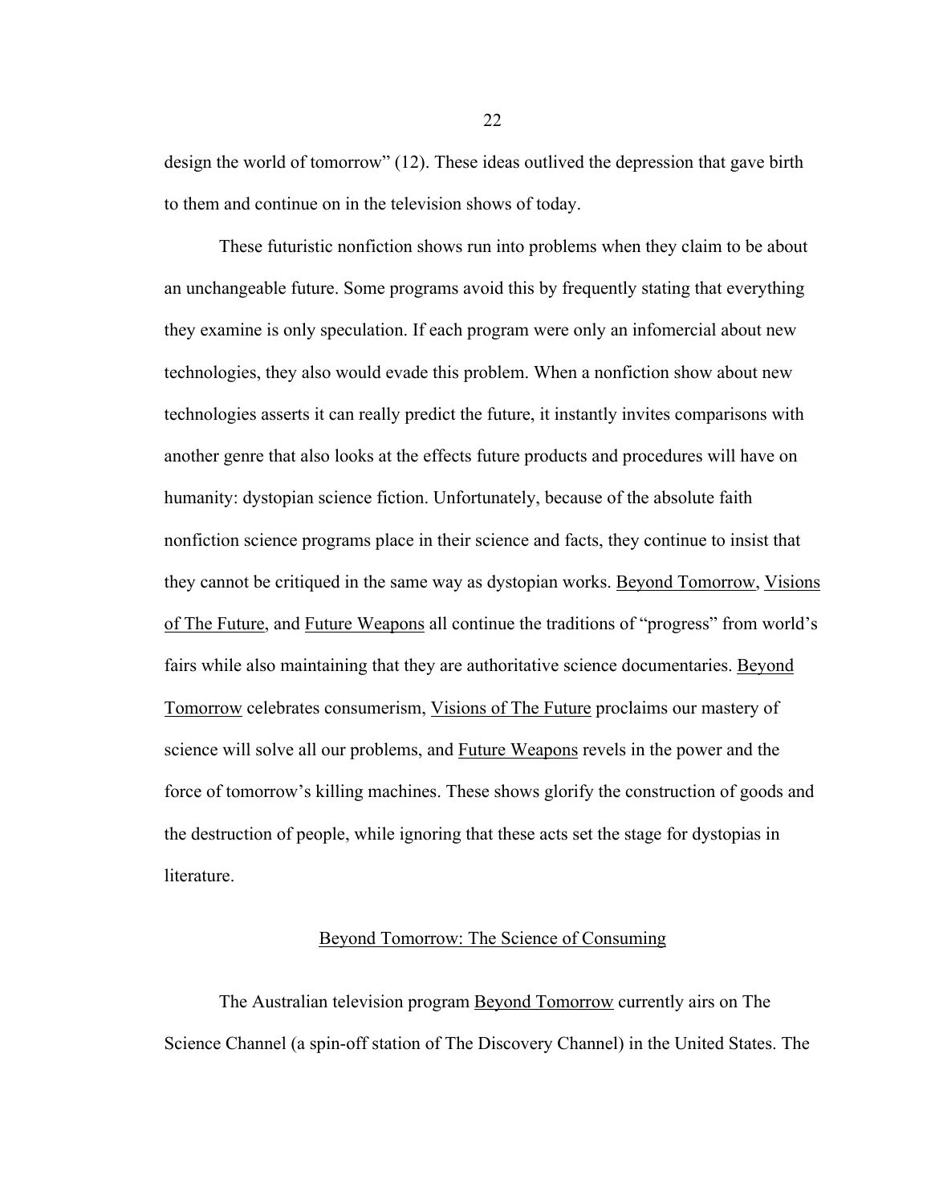design the world of tomorrow" (12). These ideas outlived the depression that gave birth to them and continue on in the television shows of today.

These futuristic nonfiction shows run into problems when they claim to be about an unchangeable future. Some programs avoid this by frequently stating that everything they examine is only speculation. If each program were only an infomercial about new technologies, they also would evade this problem. When a nonfiction show about new technologies asserts it can really predict the future, it instantly invites comparisons with another genre that also looks at the effects future products and procedures will have on humanity: dystopian science fiction. Unfortunately, because of the absolute faith nonfiction science programs place in their science and facts, they continue to insist that they cannot be critiqued in the same way as dystopian works. Beyond Tomorrow, Visions of The Future, and Future Weapons all continue the traditions of "progress" from world's fairs while also maintaining that they are authoritative science documentaries. Beyond Tomorrow celebrates consumerism, Visions of The Future proclaims our mastery of science will solve all our problems, and Future Weapons revels in the power and the force of tomorrow's killing machines. These shows glorify the construction of goods and the destruction of people, while ignoring that these acts set the stage for dystopias in literature.

## Beyond Tomorrow: The Science of Consuming

The Australian television program Beyond Tomorrow currently airs on The Science Channel (a spin-off station of The Discovery Channel) in the United States. The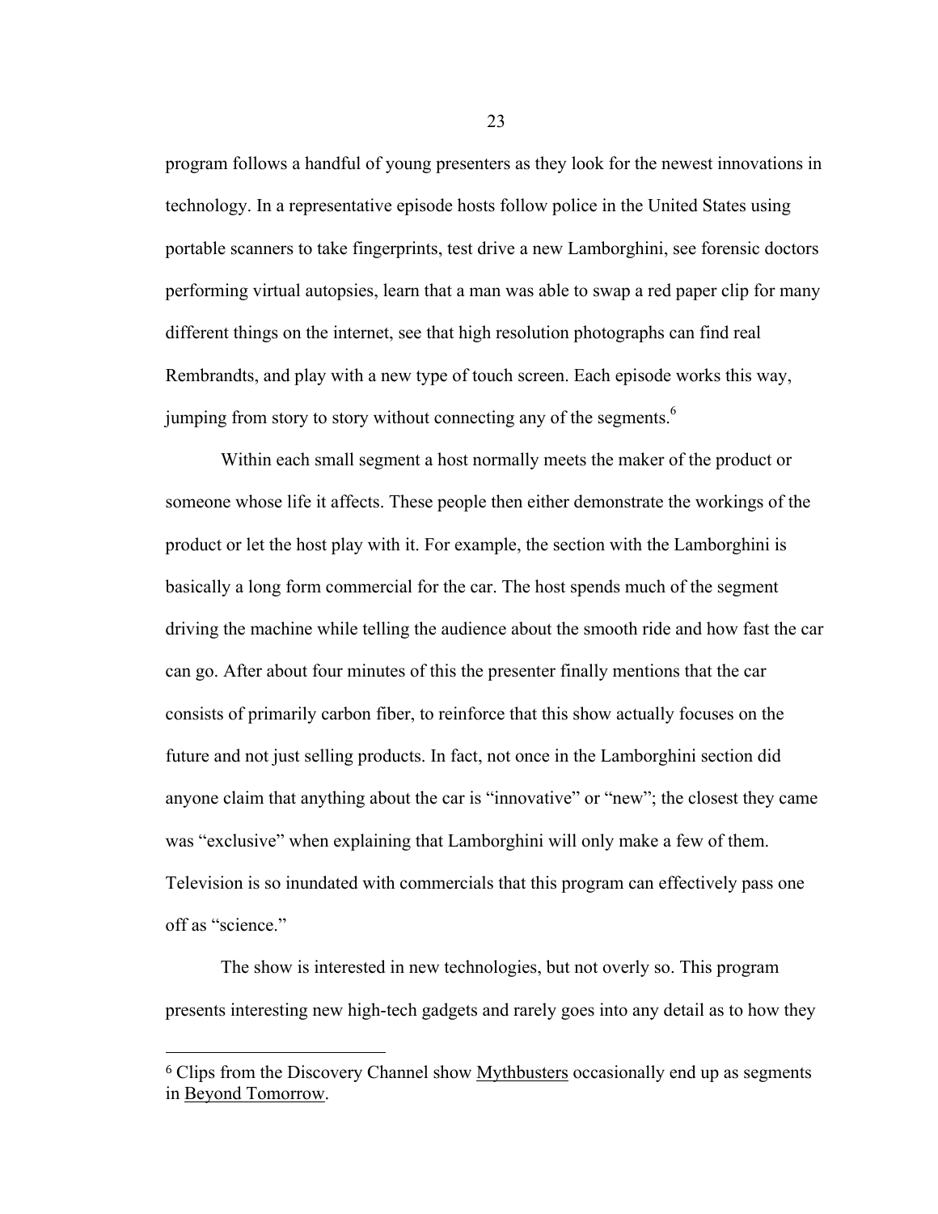program follows a handful of young presenters as they look for the newest innovations in technology. In a representative episode hosts follow police in the United States using portable scanners to take fingerprints, test drive a new Lamborghini, see forensic doctors performing virtual autopsies, learn that a man was able to swap a red paper clip for many different things on the internet, see that high resolution photographs can find real Rembrandts, and play with a new type of touch screen. Each episode works this way, jumping from story to story without connecting any of the segments.[6]

Within each small segment a host normally meets the maker of the product or someone whose life it affects. These people then either demonstrate the workings of the product or let the host play with it. For example, the section with the Lamborghini is basically a long form commercial for the car. The host spends much of the segment driving the machine while telling the audience about the smooth ride and how fast the car can go. After about four minutes of this the presenter finally mentions that the car consists of primarily carbon fiber, to reinforce that this show actually focuses on the future and not just selling products. In fact, not once in the Lamborghini section did anyone claim that anything about the car is "innovative" or "new"; the closest they came was "exclusive" when explaining that Lamborghini will only make a few of them. Television is so inundated with commercials that this program can effectively pass one off as "science."

The show is interested in new technologies, but not overly so. This program presents interesting new high-tech gadgets and rarely goes into any detail as to how they

---

[6] Clips from the Discovery Channel show Mythbusters occasionally end up as segments in Beyond Tomorrow.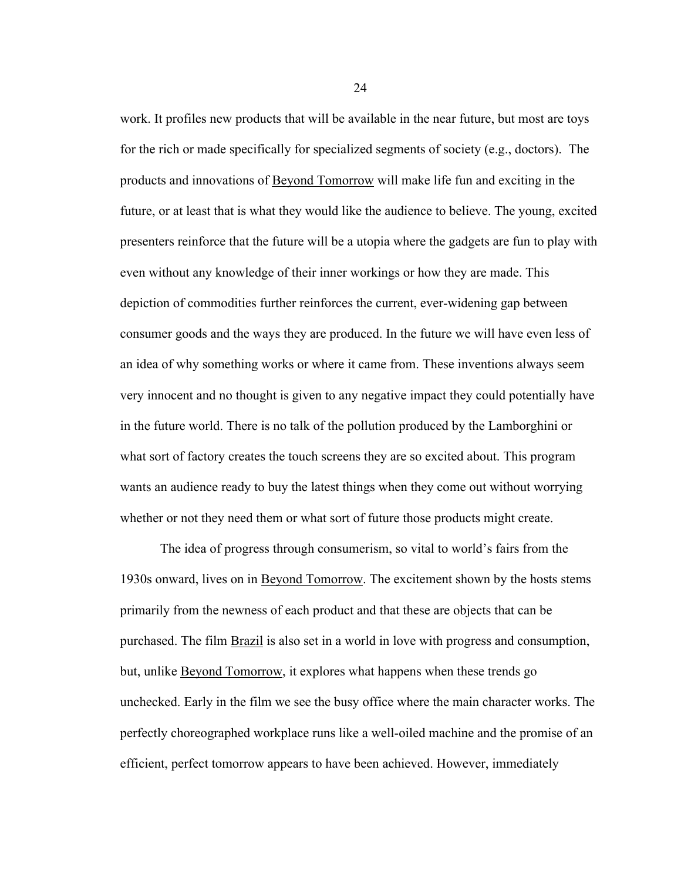work. It profiles new products that will be available in the near future, but most are toys for the rich or made specifically for specialized segments of society (e.g., doctors). The products and innovations of <u>Beyond Tomorrow</u> will make life fun and exciting in the future, or at least that is what they would like the audience to believe. The young, excited presenters reinforce that the future will be a utopia where the gadgets are fun to play with even without any knowledge of their inner workings or how they are made. This depiction of commodities further reinforces the current, ever-widening gap between consumer goods and the ways they are produced. In the future we will have even less of an idea of why something works or where it came from. These inventions always seem very innocent and no thought is given to any negative impact they could potentially have in the future world. There is no talk of the pollution produced by the Lamborghini or what sort of factory creates the touch screens they are so excited about. This program wants an audience ready to buy the latest things when they come out without worrying whether or not they need them or what sort of future those products might create.

The idea of progress through consumerism, so vital to world's fairs from the 1930s onward, lives on in <u>Beyond Tomorrow</u>. The excitement shown by the hosts stems primarily from the newness of each product and that these are objects that can be purchased. The film <u>Brazil</u> is also set in a world in love with progress and consumption, but, unlike <u>Beyond Tomorrow</u>, it explores what happens when these trends go unchecked. Early in the film we see the busy office where the main character works. The perfectly choreographed workplace runs like a well-oiled machine and the promise of an efficient, perfect tomorrow appears to have been achieved. However, immediately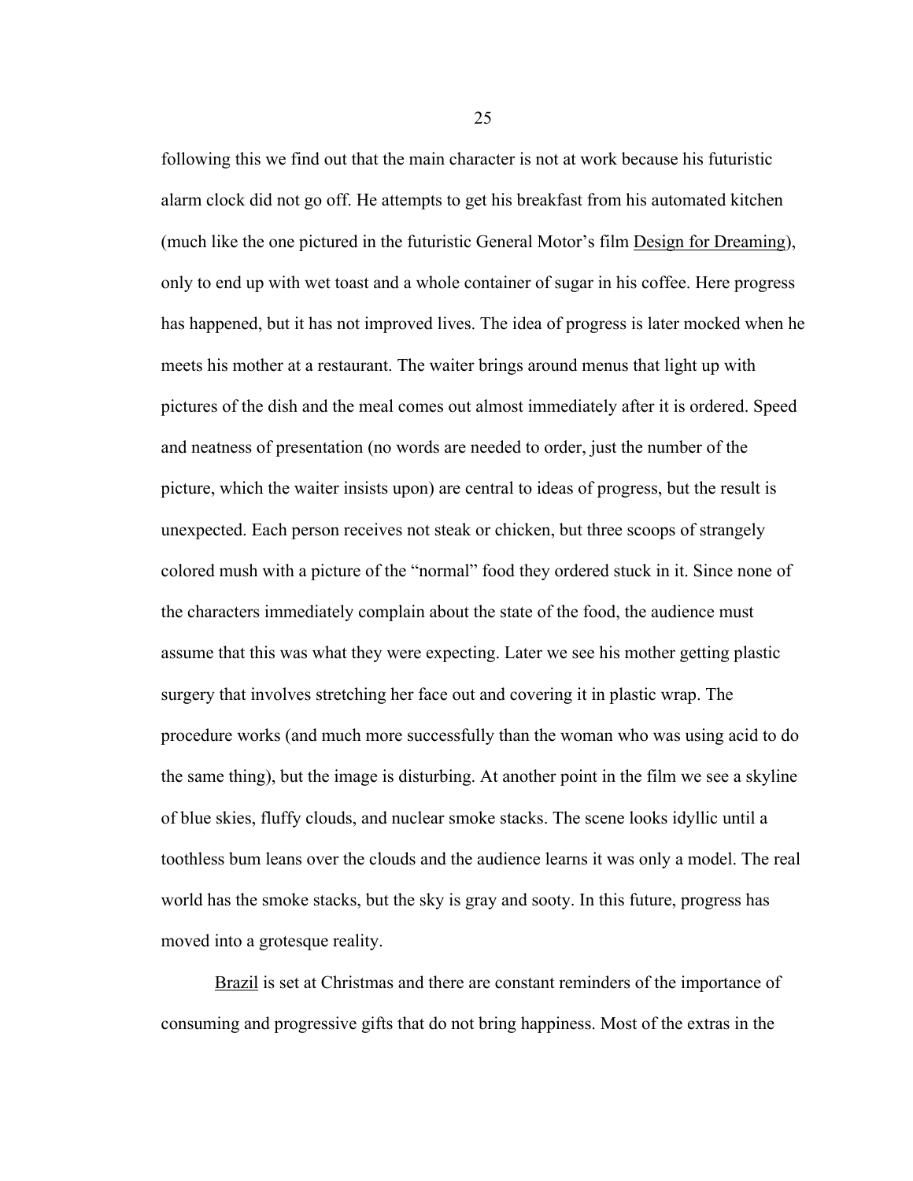following this we find out that the main character is not at work because his futuristic alarm clock did not go off. He attempts to get his breakfast from his automated kitchen (much like the one pictured in the futuristic General Motor's film Design for Dreaming), only to end up with wet toast and a whole container of sugar in his coffee. Here progress has happened, but it has not improved lives. The idea of progress is later mocked when he meets his mother at a restaurant. The waiter brings around menus that light up with pictures of the dish and the meal comes out almost immediately after it is ordered. Speed and neatness of presentation (no words are needed to order, just the number of the picture, which the waiter insists upon) are central to ideas of progress, but the result is unexpected. Each person receives not steak or chicken, but three scoops of strangely colored mush with a picture of the "normal" food they ordered stuck in it. Since none of the characters immediately complain about the state of the food, the audience must assume that this was what they were expecting. Later we see his mother getting plastic surgery that involves stretching her face out and covering it in plastic wrap. The procedure works (and much more successfully than the woman who was using acid to do the same thing), but the image is disturbing. At another point in the film we see a skyline of blue skies, fluffy clouds, and nuclear smoke stacks. The scene looks idyllic until a toothless bum leans over the clouds and the audience learns it was only a model. The real world has the smoke stacks, but the sky is gray and sooty. In this future, progress has moved into a grotesque reality.

Brazil is set at Christmas and there are constant reminders of the importance of consuming and progressive gifts that do not bring happiness. Most of the extras in the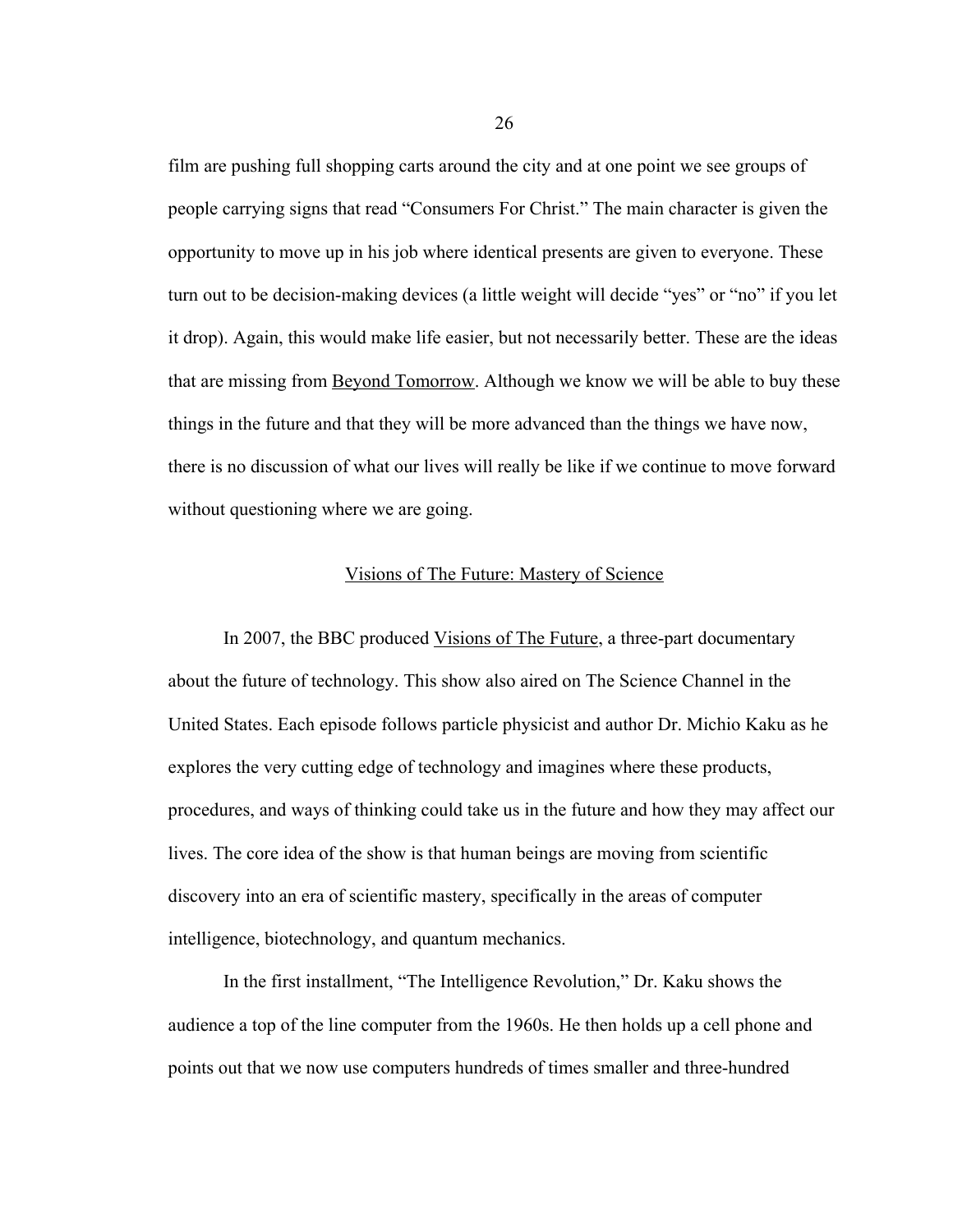film are pushing full shopping carts around the city and at one point we see groups of people carrying signs that read "Consumers For Christ." The main character is given the opportunity to move up in his job where identical presents are given to everyone. These turn out to be decision-making devices (a little weight will decide "yes" or "no" if you let it drop). Again, this would make life easier, but not necessarily better. These are the ideas that are missing from <u>Beyond Tomorrow</u>. Although we know we will be able to buy these things in the future and that they will be more advanced than the things we have now, there is no discussion of what our lives will really be like if we continue to move forward without questioning where we are going.

## <u>Visions of The Future: Mastery of Science</u>

In 2007, the BBC produced <u>Visions of The Future</u>, a three-part documentary about the future of technology. This show also aired on The Science Channel in the United States. Each episode follows particle physicist and author Dr. Michio Kaku as he explores the very cutting edge of technology and imagines where these products, procedures, and ways of thinking could take us in the future and how they may affect our lives. The core idea of the show is that human beings are moving from scientific discovery into an era of scientific mastery, specifically in the areas of computer intelligence, biotechnology, and quantum mechanics.

In the first installment, "The Intelligence Revolution," Dr. Kaku shows the audience a top of the line computer from the 1960s. He then holds up a cell phone and points out that we now use computers hundreds of times smaller and three-hundred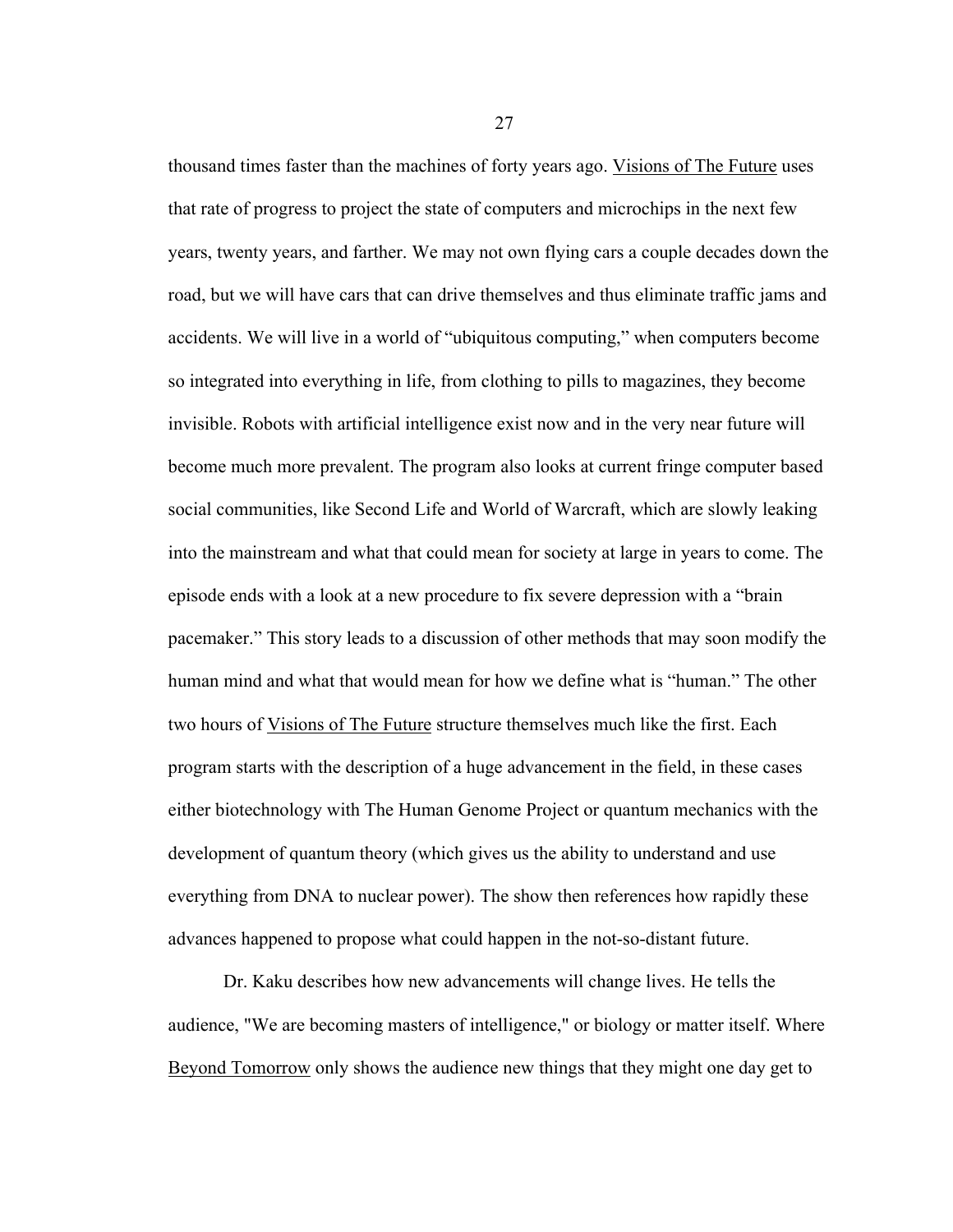thousand times faster than the machines of forty years ago. Visions of The Future uses that rate of progress to project the state of computers and microchips in the next few years, twenty years, and farther. We may not own flying cars a couple decades down the road, but we will have cars that can drive themselves and thus eliminate traffic jams and accidents. We will live in a world of "ubiquitous computing," when computers become so integrated into everything in life, from clothing to pills to magazines, they become invisible. Robots with artificial intelligence exist now and in the very near future will become much more prevalent. The program also looks at current fringe computer based social communities, like Second Life and World of Warcraft, which are slowly leaking into the mainstream and what that could mean for society at large in years to come. The episode ends with a look at a new procedure to fix severe depression with a "brain pacemaker." This story leads to a discussion of other methods that may soon modify the human mind and what that would mean for how we define what is "human." The other two hours of Visions of The Future structure themselves much like the first. Each program starts with the description of a huge advancement in the field, in these cases either biotechnology with The Human Genome Project or quantum mechanics with the development of quantum theory (which gives us the ability to understand and use everything from DNA to nuclear power). The show then references how rapidly these advances happened to propose what could happen in the not-so-distant future.

Dr. Kaku describes how new advancements will change lives. He tells the audience, "We are becoming masters of intelligence," or biology or matter itself. Where Beyond Tomorrow only shows the audience new things that they might one day get to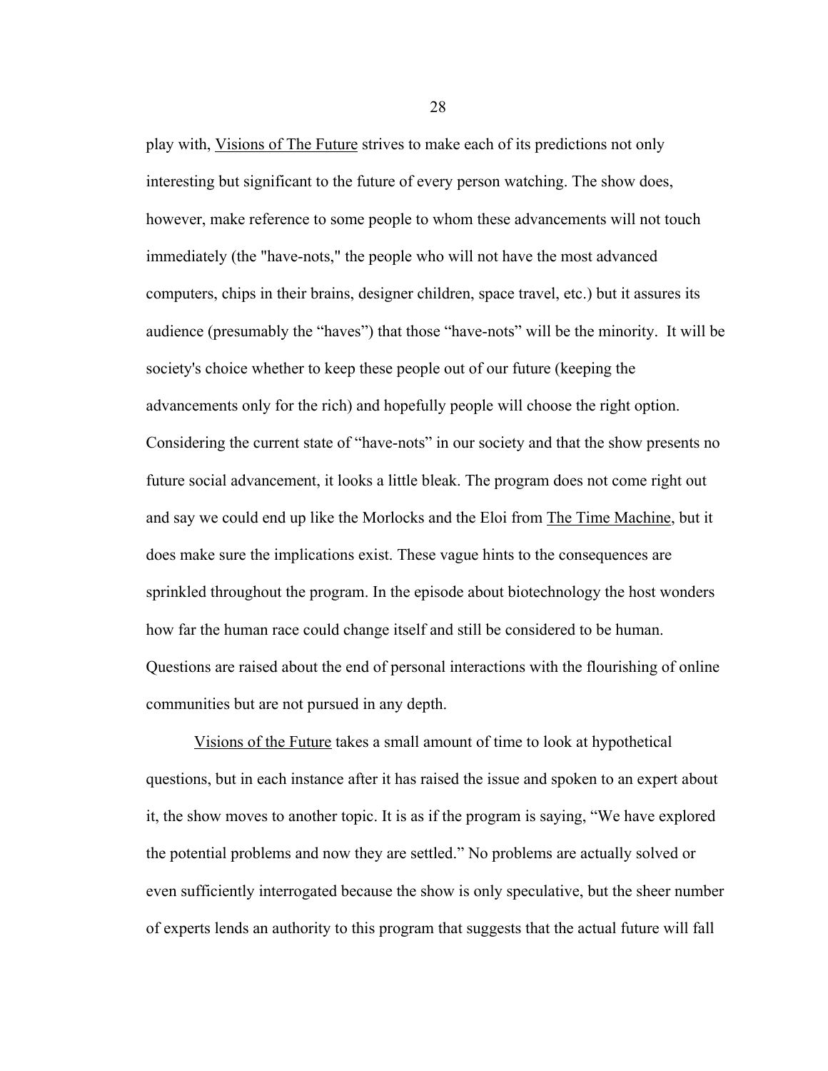play with, Visions of The Future strives to make each of its predictions not only interesting but significant to the future of every person watching. The show does, however, make reference to some people to whom these advancements will not touch immediately (the "have-nots," the people who will not have the most advanced computers, chips in their brains, designer children, space travel, etc.) but it assures its audience (presumably the “haves”) that those “have-nots” will be the minority.  It will be society's choice whether to keep these people out of our future (keeping the advancements only for the rich) and hopefully people will choose the right option. Considering the current state of “have-nots” in our society and that the show presents no future social advancement, it looks a little bleak. The program does not come right out and say we could end up like the Morlocks and the Eloi from The Time Machine, but it does make sure the implications exist. These vague hints to the consequences are sprinkled throughout the program. In the episode about biotechnology the host wonders how far the human race could change itself and still be considered to be human. Questions are raised about the end of personal interactions with the flourishing of online communities but are not pursued in any depth.

Visions of the Future takes a small amount of time to look at hypothetical questions, but in each instance after it has raised the issue and spoken to an expert about it, the show moves to another topic. It is as if the program is saying, “We have explored the potential problems and now they are settled.” No problems are actually solved or even sufficiently interrogated because the show is only speculative, but the sheer number of experts lends an authority to this program that suggests that the actual future will fall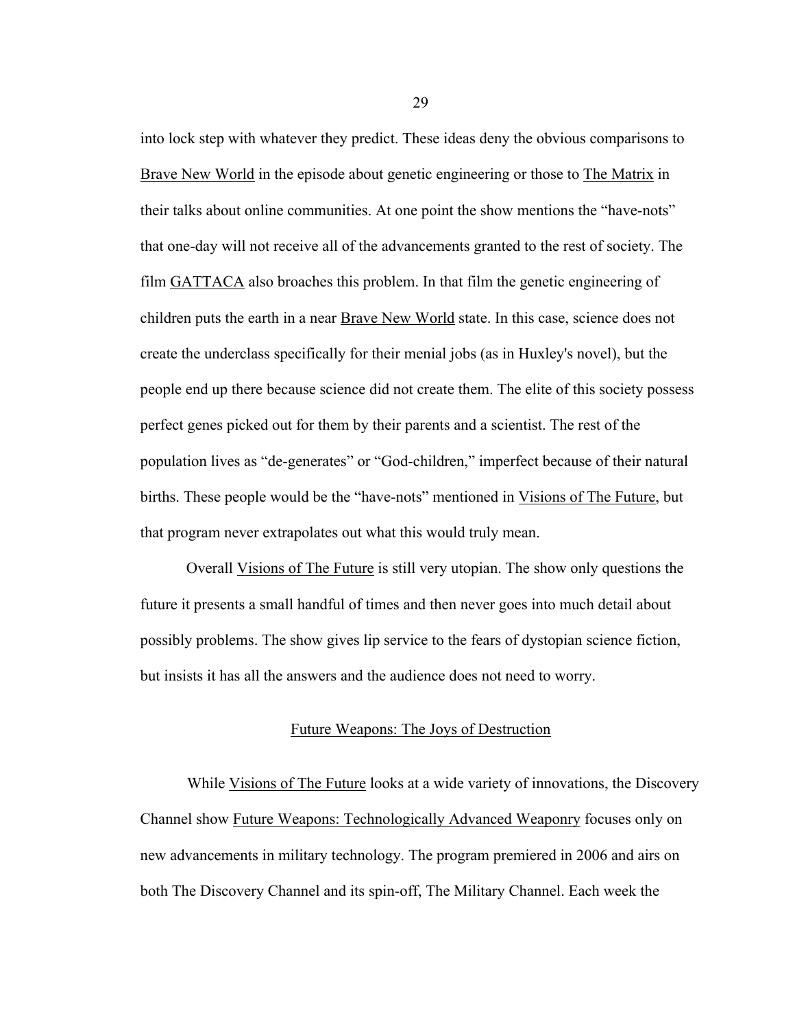into lock step with whatever they predict. These ideas deny the obvious comparisons to Brave New World in the episode about genetic engineering or those to The Matrix in their talks about online communities. At one point the show mentions the "have-nots" that one-day will not receive all of the advancements granted to the rest of society. The film GATTACA also broaches this problem. In that film the genetic engineering of children puts the earth in a near Brave New World state. In this case, science does not create the underclass specifically for their menial jobs (as in Huxley's novel), but the people end up there because science did not create them. The elite of this society possess perfect genes picked out for them by their parents and a scientist. The rest of the population lives as "de-generates" or "God-children," imperfect because of their natural births. These people would be the "have-nots" mentioned in Visions of The Future, but that program never extrapolates out what this would truly mean.

Overall Visions of The Future is still very utopian. The show only questions the future it presents a small handful of times and then never goes into much detail about possibly problems. The show gives lip service to the fears of dystopian science fiction, but insists it has all the answers and the audience does not need to worry.

## Future Weapons: The Joys of Destruction

While Visions of The Future looks at a wide variety of innovations, the Discovery Channel show Future Weapons: Technologically Advanced Weaponry focuses only on new advancements in military technology. The program premiered in 2006 and airs on both The Discovery Channel and its spin-off, The Military Channel. Each week the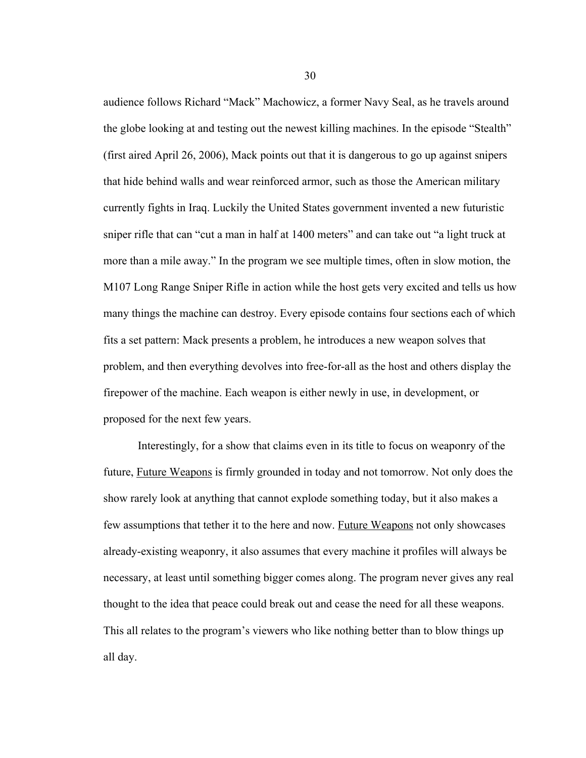audience follows Richard "Mack" Machowicz, a former Navy Seal, as he travels around the globe looking at and testing out the newest killing machines. In the episode "Stealth" (first aired April 26, 2006), Mack points out that it is dangerous to go up against snipers that hide behind walls and wear reinforced armor, such as those the American military currently fights in Iraq. Luckily the United States government invented a new futuristic sniper rifle that can "cut a man in half at 1400 meters" and can take out "a light truck at more than a mile away." In the program we see multiple times, often in slow motion, the M107 Long Range Sniper Rifle in action while the host gets very excited and tells us how many things the machine can destroy. Every episode contains four sections each of which fits a set pattern: Mack presents a problem, he introduces a new weapon solves that problem, and then everything devolves into free-for-all as the host and others display the firepower of the machine. Each weapon is either newly in use, in development, or proposed for the next few years.

Interestingly, for a show that claims even in its title to focus on weaponry of the future, <u>Future Weapons</u> is firmly grounded in today and not tomorrow. Not only does the show rarely look at anything that cannot explode something today, but it also makes a few assumptions that tether it to the here and now. <u>Future Weapons</u> not only showcases already-existing weaponry, it also assumes that every machine it profiles will always be necessary, at least until something bigger comes along. The program never gives any real thought to the idea that peace could break out and cease the need for all these weapons. This all relates to the program's viewers who like nothing better than to blow things up all day.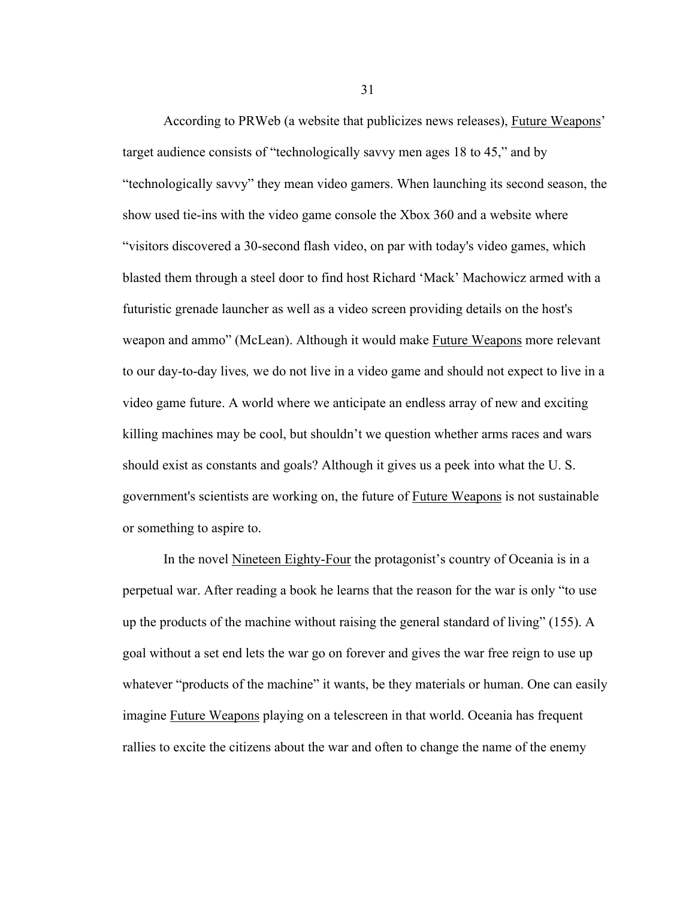According to PRWeb (a website that publicizes news releases), Future Weapons' target audience consists of "technologically savvy men ages 18 to 45," and by "technologically savvy" they mean video gamers. When launching its second season, the show used tie-ins with the video game console the Xbox 360 and a website where "visitors discovered a 30-second flash video, on par with today's video games, which blasted them through a steel door to find host Richard 'Mack' Machowicz armed with a futuristic grenade launcher as well as a video screen providing details on the host's weapon and ammo" (McLean). Although it would make Future Weapons more relevant to our day-to-day lives, we do not live in a video game and should not expect to live in a video game future. A world where we anticipate an endless array of new and exciting killing machines may be cool, but shouldn't we question whether arms races and wars should exist as constants and goals? Although it gives us a peek into what the U. S. government's scientists are working on, the future of Future Weapons is not sustainable or something to aspire to.

In the novel Nineteen Eighty-Four the protagonist's country of Oceania is in a perpetual war. After reading a book he learns that the reason for the war is only "to use up the products of the machine without raising the general standard of living" (155). A goal without a set end lets the war go on forever and gives the war free reign to use up whatever "products of the machine" it wants, be they materials or human. One can easily imagine Future Weapons playing on a telescreen in that world. Oceania has frequent rallies to excite the citizens about the war and often to change the name of the enemy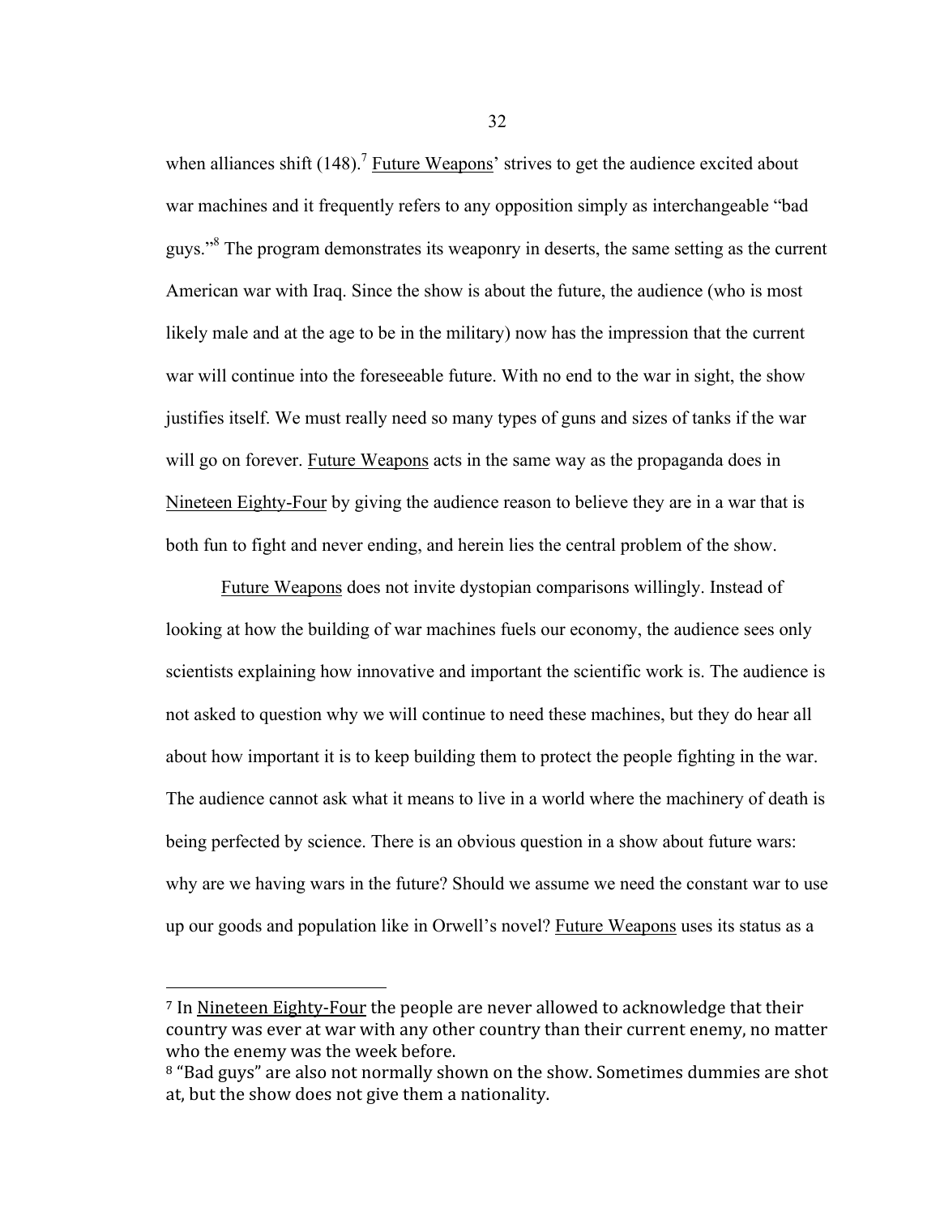when alliances shift (148).[7] Future Weapons' strives to get the audience excited about war machines and it frequently refers to any opposition simply as interchangeable "bad guys."[8] The program demonstrates its weaponry in deserts, the same setting as the current American war with Iraq. Since the show is about the future, the audience (who is most likely male and at the age to be in the military) now has the impression that the current war will continue into the foreseeable future. With no end to the war in sight, the show justifies itself. We must really need so many types of guns and sizes of tanks if the war will go on forever. Future Weapons acts in the same way as the propaganda does in Nineteen Eighty-Four by giving the audience reason to believe they are in a war that is both fun to fight and never ending, and herein lies the central problem of the show.

Future Weapons does not invite dystopian comparisons willingly. Instead of looking at how the building of war machines fuels our economy, the audience sees only scientists explaining how innovative and important the scientific work is. The audience is not asked to question why we will continue to need these machines, but they do hear all about how important it is to keep building them to protect the people fighting in the war. The audience cannot ask what it means to live in a world where the machinery of death is being perfected by science. There is an obvious question in a show about future wars: why are we having wars in the future? Should we assume we need the constant war to use up our goods and population like in Orwell's novel? Future Weapons uses its status as a

---

[7] In Nineteen Eighty-Four the people are never allowed to acknowledge that their country was ever at war with any other country than their current enemy, no matter who the enemy was the week before.

[8] "Bad guys" are also not normally shown on the show. Sometimes dummies are shot at, but the show does not give them a nationality.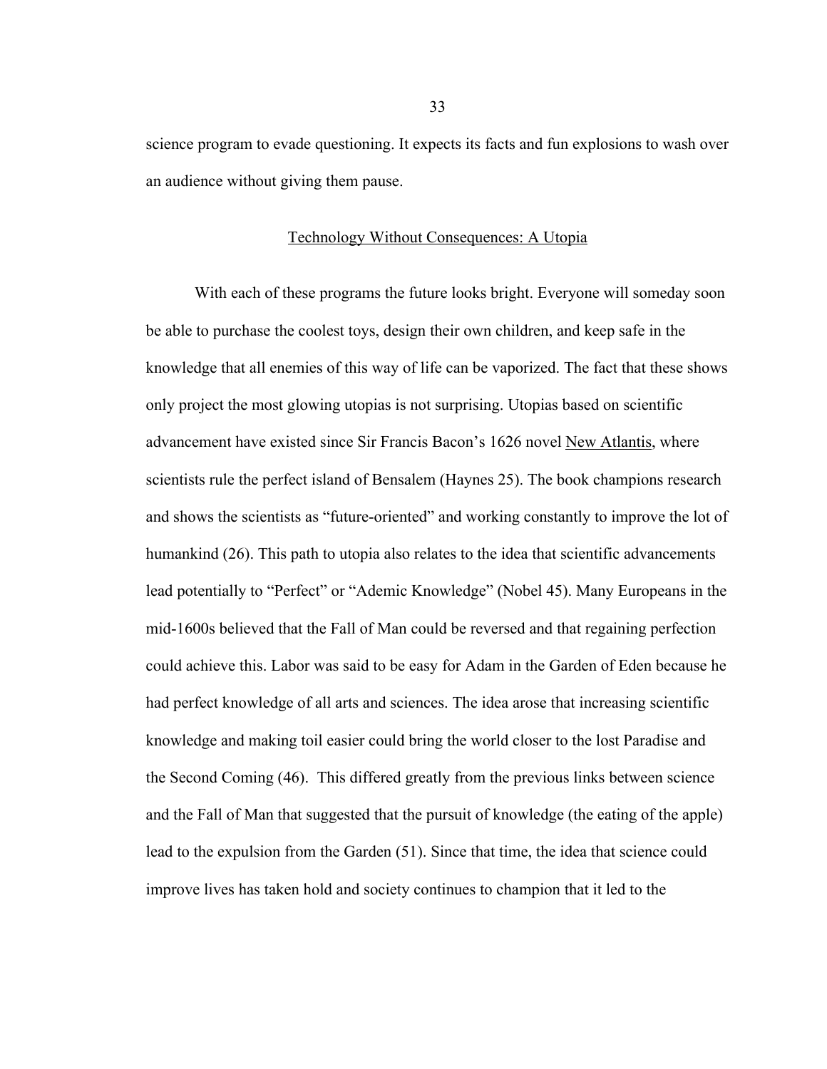science program to evade questioning. It expects its facts and fun explosions to wash over an audience without giving them pause.

## Technology Without Consequences: A Utopia

With each of these programs the future looks bright. Everyone will someday soon be able to purchase the coolest toys, design their own children, and keep safe in the knowledge that all enemies of this way of life can be vaporized. The fact that these shows only project the most glowing utopias is not surprising. Utopias based on scientific advancement have existed since Sir Francis Bacon's 1626 novel New Atlantis, where scientists rule the perfect island of Bensalem (Haynes 25). The book champions research and shows the scientists as "future-oriented" and working constantly to improve the lot of humankind (26). This path to utopia also relates to the idea that scientific advancements lead potentially to "Perfect" or "Ademic Knowledge" (Nobel 45). Many Europeans in the mid-1600s believed that the Fall of Man could be reversed and that regaining perfection could achieve this. Labor was said to be easy for Adam in the Garden of Eden because he had perfect knowledge of all arts and sciences. The idea arose that increasing scientific knowledge and making toil easier could bring the world closer to the lost Paradise and the Second Coming (46). This differed greatly from the previous links between science and the Fall of Man that suggested that the pursuit of knowledge (the eating of the apple) lead to the expulsion from the Garden (51). Since that time, the idea that science could improve lives has taken hold and society continues to champion that it led to the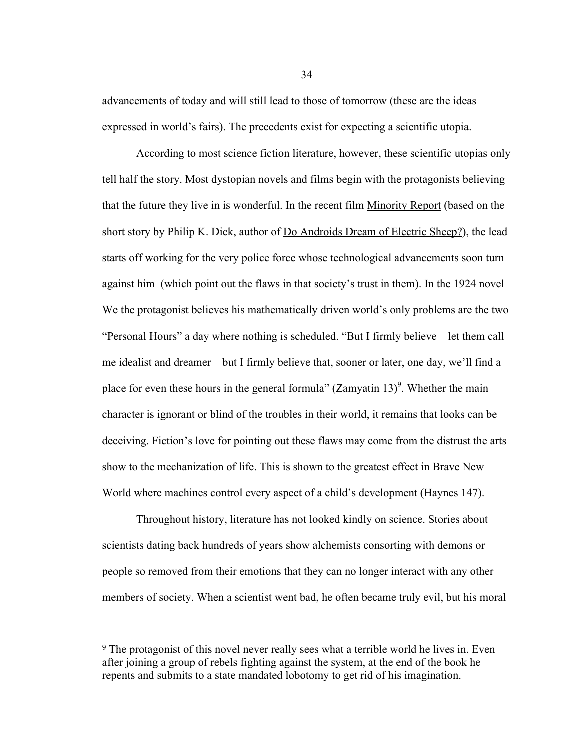advancements of today and will still lead to those of tomorrow (these are the ideas expressed in world's fairs). The precedents exist for expecting a scientific utopia.

According to most science fiction literature, however, these scientific utopias only tell half the story. Most dystopian novels and films begin with the protagonists believing that the future they live in is wonderful. In the recent film Minority Report (based on the short story by Philip K. Dick, author of Do Androids Dream of Electric Sheep?), the lead starts off working for the very police force whose technological advancements soon turn against him (which point out the flaws in that society's trust in them). In the 1924 novel We the protagonist believes his mathematically driven world's only problems are the two "Personal Hours" a day where nothing is scheduled. "But I firmly believe – let them call me idealist and dreamer – but I firmly believe that, sooner or later, one day, we'll find a place for even these hours in the general formula" (Zamyatin 13)[9]. Whether the main character is ignorant or blind of the troubles in their world, it remains that looks can be deceiving. Fiction's love for pointing out these flaws may come from the distrust the arts show to the mechanization of life. This is shown to the greatest effect in Brave New World where machines control every aspect of a child's development (Haynes 147).

Throughout history, literature has not looked kindly on science. Stories about scientists dating back hundreds of years show alchemists consorting with demons or people so removed from their emotions that they can no longer interact with any other members of society. When a scientist went bad, he often became truly evil, but his moral

---

[9] The protagonist of this novel never really sees what a terrible world he lives in. Even after joining a group of rebels fighting against the system, at the end of the book he repents and submits to a state mandated lobotomy to get rid of his imagination.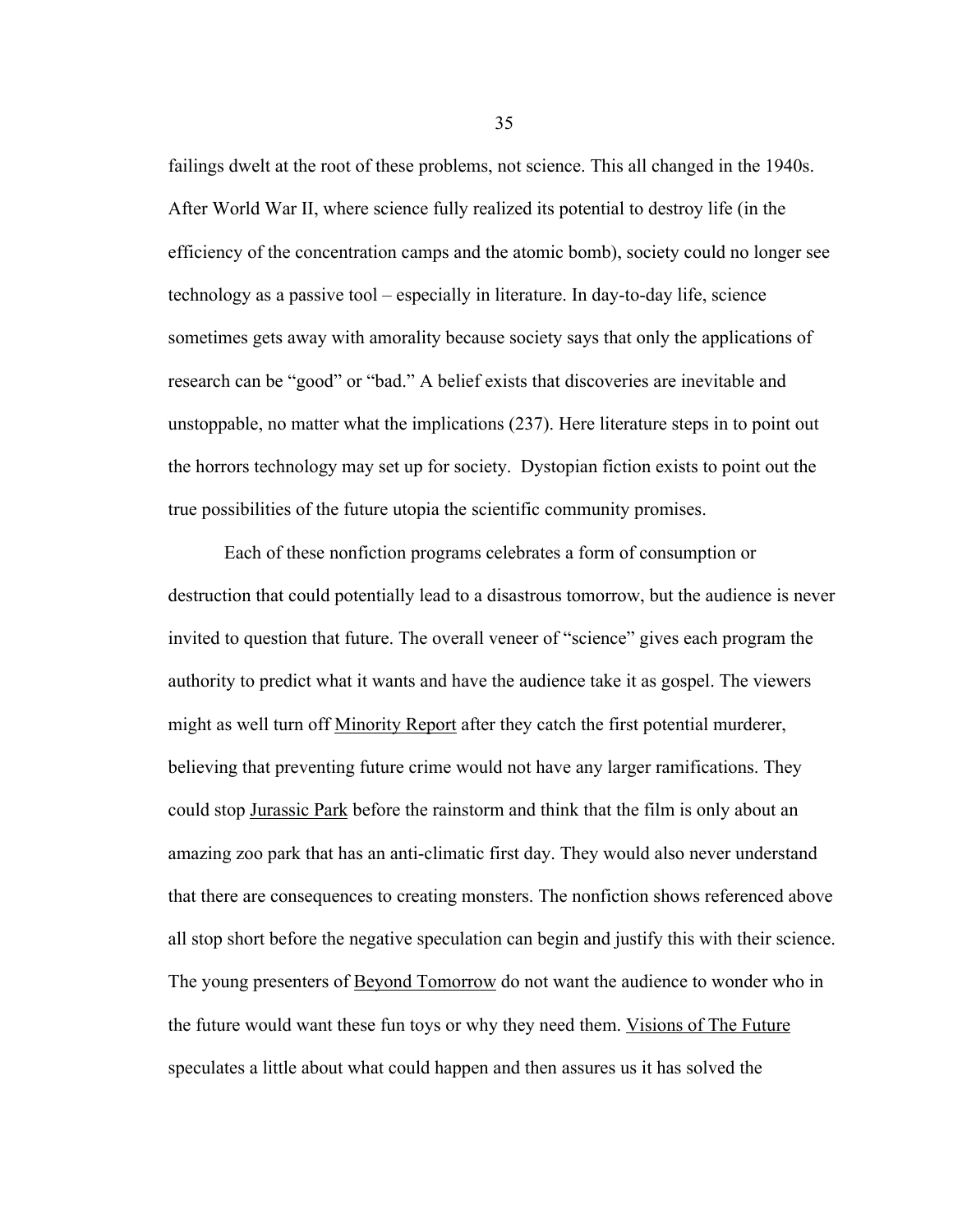failings dwelt at the root of these problems, not science. This all changed in the 1940s. After World War II, where science fully realized its potential to destroy life (in the efficiency of the concentration camps and the atomic bomb), society could no longer see technology as a passive tool – especially in literature. In day-to-day life, science sometimes gets away with amorality because society says that only the applications of research can be "good" or "bad." A belief exists that discoveries are inevitable and unstoppable, no matter what the implications (237). Here literature steps in to point out the horrors technology may set up for society. Dystopian fiction exists to point out the true possibilities of the future utopia the scientific community promises.

Each of these nonfiction programs celebrates a form of consumption or destruction that could potentially lead to a disastrous tomorrow, but the audience is never invited to question that future. The overall veneer of "science" gives each program the authority to predict what it wants and have the audience take it as gospel. The viewers might as well turn off <u>Minority Report</u> after they catch the first potential murderer, believing that preventing future crime would not have any larger ramifications. They could stop <u>Jurassic Park</u> before the rainstorm and think that the film is only about an amazing zoo park that has an anti-climatic first day. They would also never understand that there are consequences to creating monsters. The nonfiction shows referenced above all stop short before the negative speculation can begin and justify this with their science. The young presenters of <u>Beyond Tomorrow</u> do not want the audience to wonder who in the future would want these fun toys or why they need them. <u>Visions of The Future</u> speculates a little about what could happen and then assures us it has solved the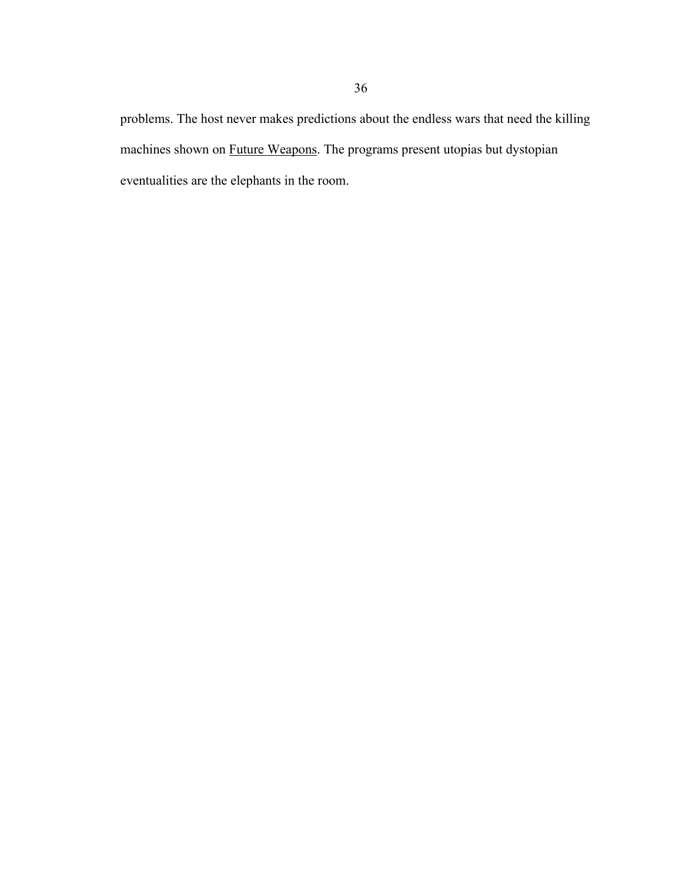problems. The host never makes predictions about the endless wars that need the killing machines shown on <u>Future Weapons</u>. The programs present utopias but dystopian eventualities are the elephants in the room.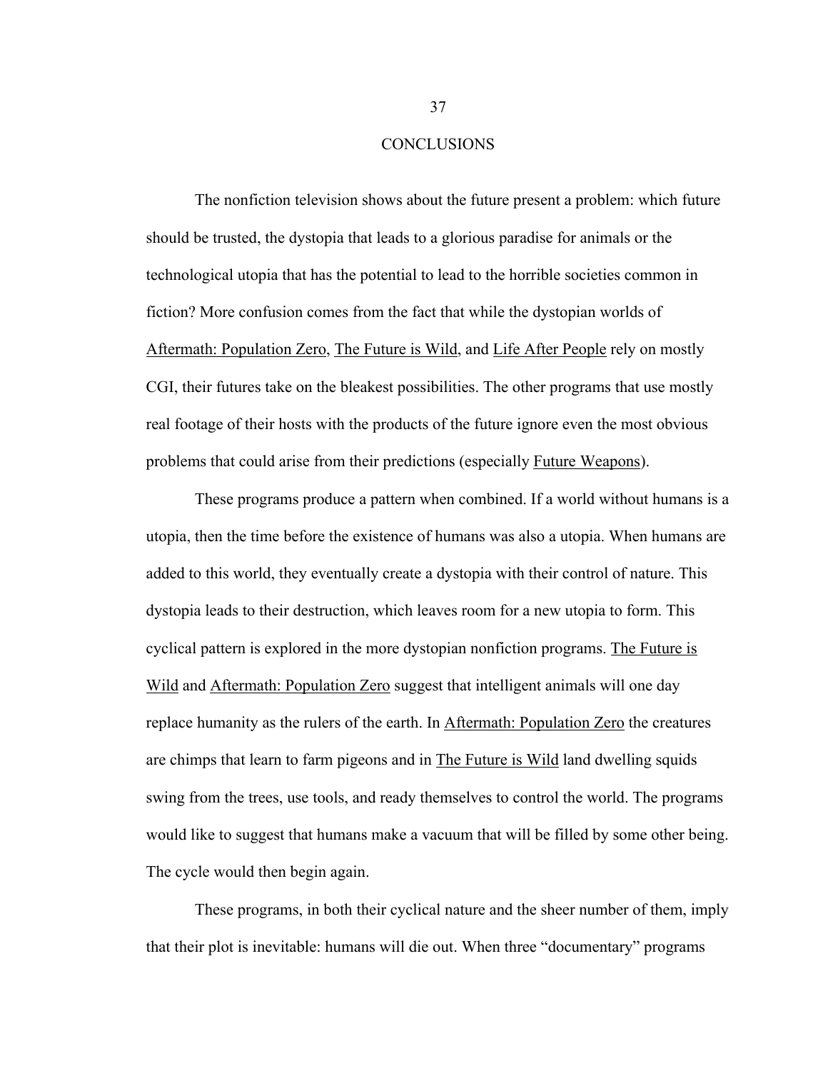# CONCLUSIONS

The nonfiction television shows about the future present a problem: which future should be trusted, the dystopia that leads to a glorious paradise for animals or the technological utopia that has the potential to lead to the horrible societies common in fiction? More confusion comes from the fact that while the dystopian worlds of Aftermath: Population Zero, The Future is Wild, and Life After People rely on mostly CGI, their futures take on the bleakest possibilities. The other programs that use mostly real footage of their hosts with the products of the future ignore even the most obvious problems that could arise from their predictions (especially Future Weapons).

These programs produce a pattern when combined. If a world without humans is a utopia, then the time before the existence of humans was also a utopia. When humans are added to this world, they eventually create a dystopia with their control of nature. This dystopia leads to their destruction, which leaves room for a new utopia to form. This cyclical pattern is explored in the more dystopian nonfiction programs. The Future is Wild and Aftermath: Population Zero suggest that intelligent animals will one day replace humanity as the rulers of the earth. In Aftermath: Population Zero the creatures are chimps that learn to farm pigeons and in The Future is Wild land dwelling squids swing from the trees, use tools, and ready themselves to control the world. The programs would like to suggest that humans make a vacuum that will be filled by some other being. The cycle would then begin again.

These programs, in both their cyclical nature and the sheer number of them, imply that their plot is inevitable: humans will die out. When three "documentary" programs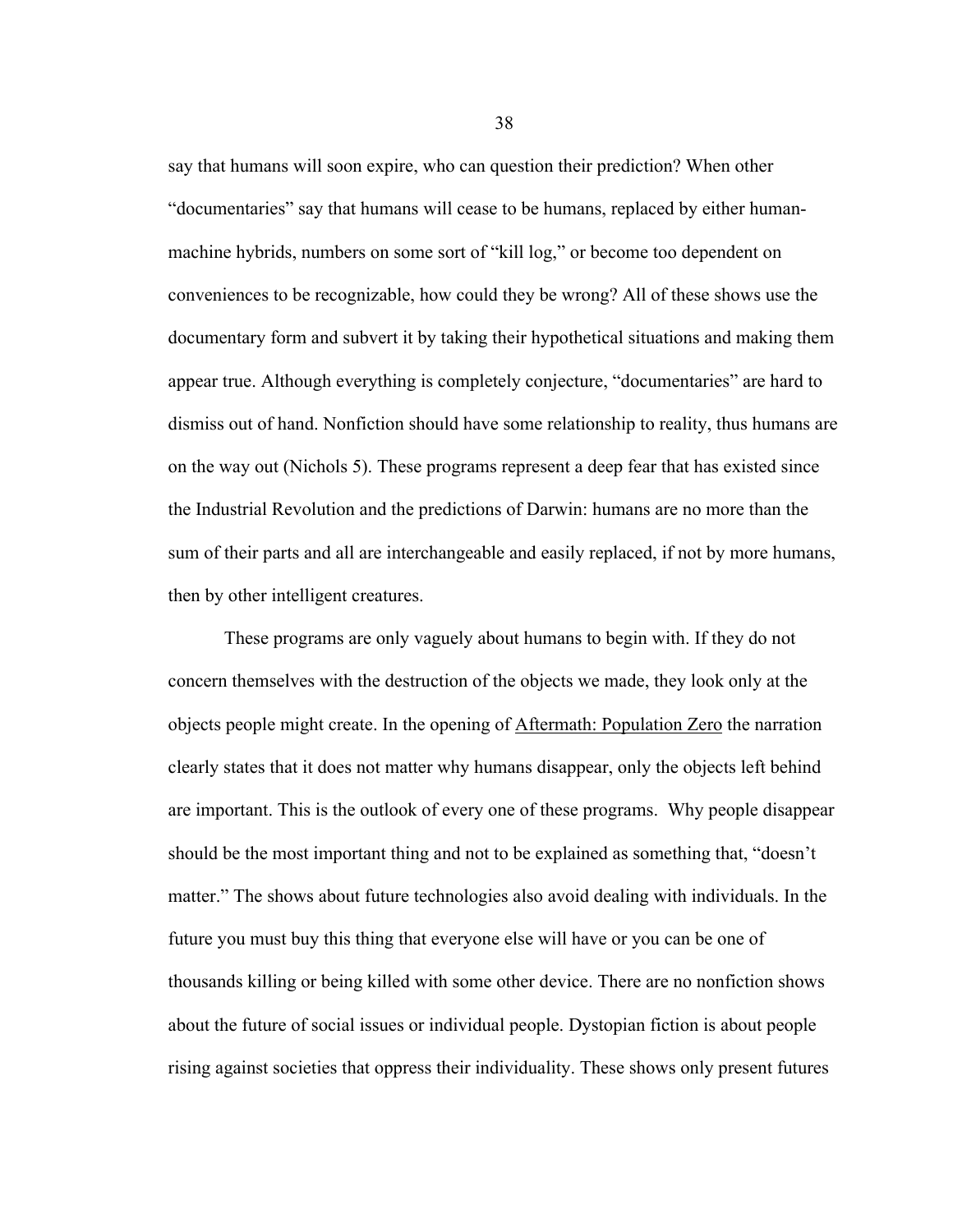say that humans will soon expire, who can question their prediction? When other "documentaries" say that humans will cease to be humans, replaced by either human-machine hybrids, numbers on some sort of "kill log," or become too dependent on conveniences to be recognizable, how could they be wrong? All of these shows use the documentary form and subvert it by taking their hypothetical situations and making them appear true. Although everything is completely conjecture, "documentaries" are hard to dismiss out of hand. Nonfiction should have some relationship to reality, thus humans are on the way out (Nichols 5). These programs represent a deep fear that has existed since the Industrial Revolution and the predictions of Darwin: humans are no more than the sum of their parts and all are interchangeable and easily replaced, if not by more humans, then by other intelligent creatures.

These programs are only vaguely about humans to begin with. If they do not concern themselves with the destruction of the objects we made, they look only at the objects people might create. In the opening of <u>Aftermath: Population Zero</u> the narration clearly states that it does not matter why humans disappear, only the objects left behind are important. This is the outlook of every one of these programs. Why people disappear should be the most important thing and not to be explained as something that, "doesn't matter." The shows about future technologies also avoid dealing with individuals. In the future you must buy this thing that everyone else will have or you can be one of thousands killing or being killed with some other device. There are no nonfiction shows about the future of social issues or individual people. Dystopian fiction is about people rising against societies that oppress their individuality. These shows only present futures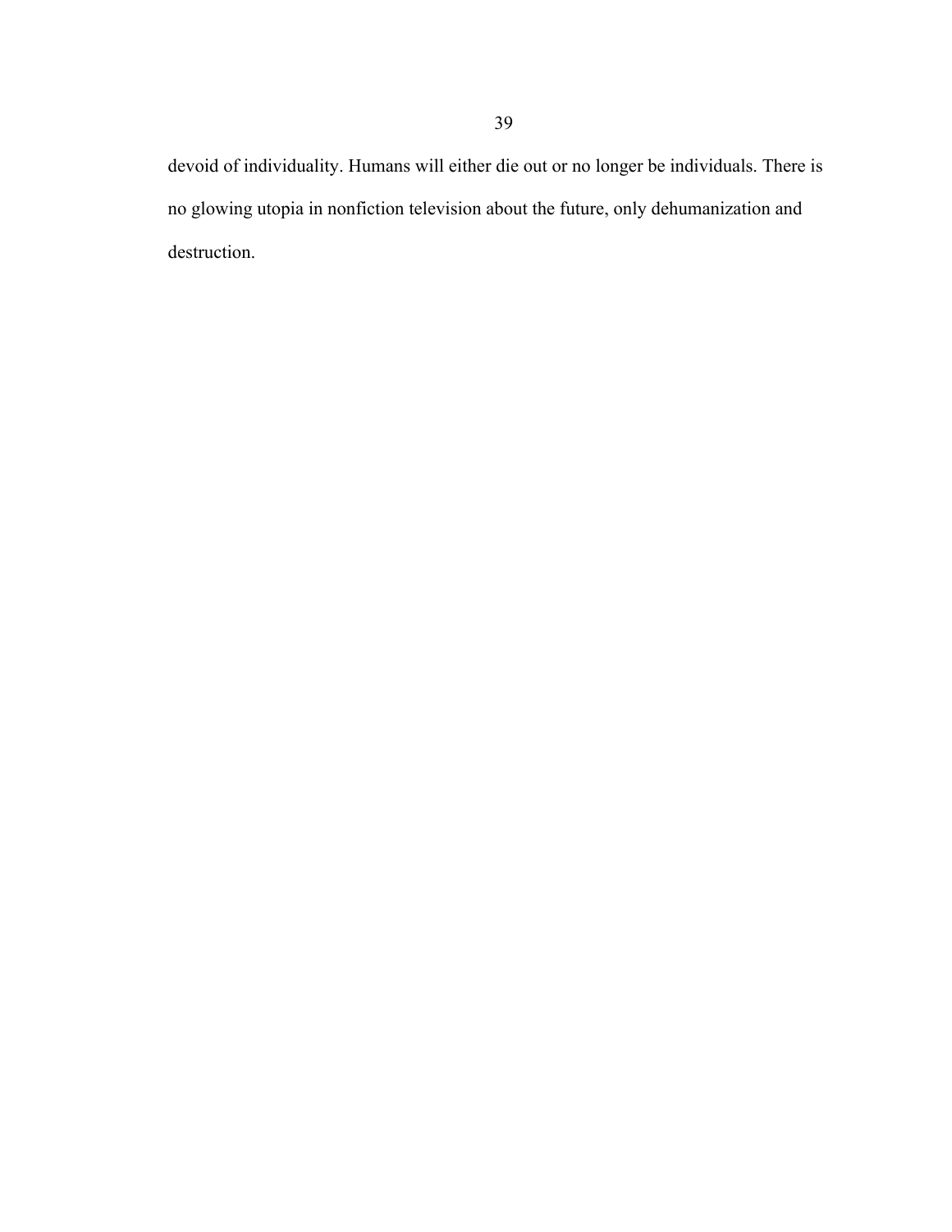devoid of individuality. Humans will either die out or no longer be individuals. There is no glowing utopia in nonfiction television about the future, only dehumanization and destruction.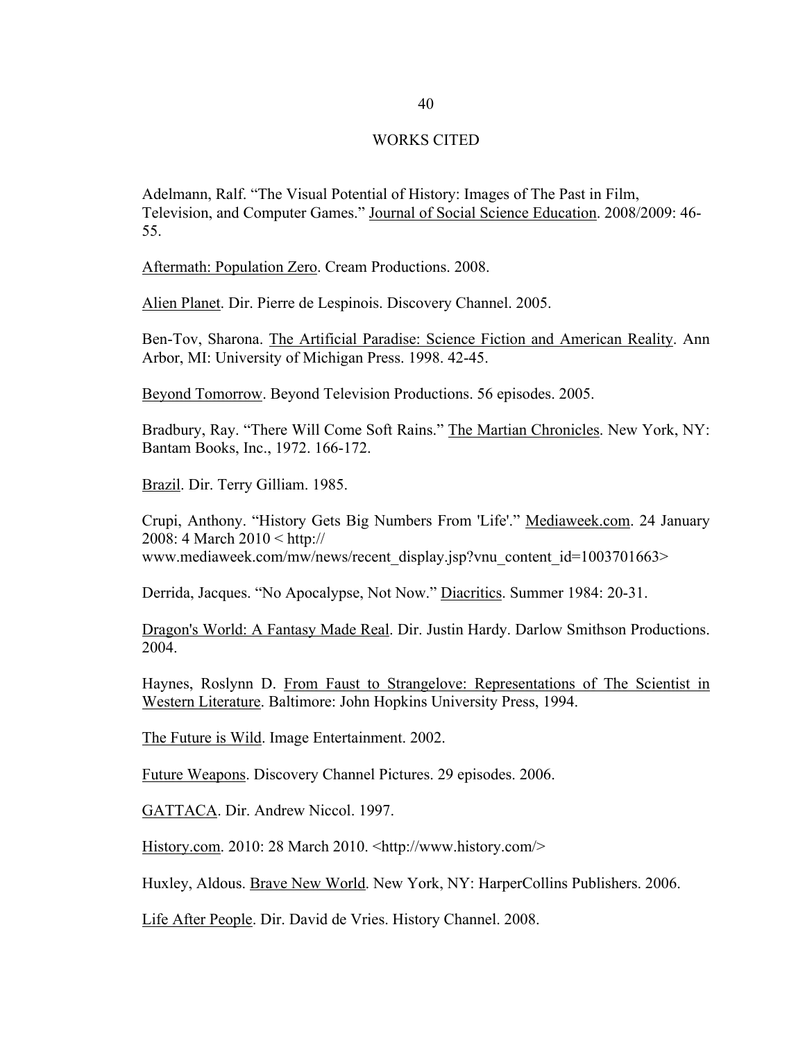# WORKS CITED

Adelmann, Ralf. "The Visual Potential of History: Images of The Past in Film, Television, and Computer Games." Journal of Social Science Education. 2008/2009: 46-55.

Aftermath: Population Zero. Cream Productions. 2008.

Alien Planet. Dir. Pierre de Lespinois. Discovery Channel. 2005.

Ben-Tov, Sharona. The Artificial Paradise: Science Fiction and American Reality. Ann Arbor, MI: University of Michigan Press. 1998. 42-45.

Beyond Tomorrow. Beyond Television Productions. 56 episodes. 2005.

Bradbury, Ray. "There Will Come Soft Rains." The Martian Chronicles. New York, NY: Bantam Books, Inc., 1972. 166-172.

Brazil. Dir. Terry Gilliam. 1985.

Crupi, Anthony. "History Gets Big Numbers From 'Life'." Mediaweek.com. 24 January 2008: 4 March 2010 < http:// www.mediaweek.com/mw/news/recent_display.jsp?vnu_content_id=1003701663>

Derrida, Jacques. "No Apocalypse, Not Now." Diacritics. Summer 1984: 20-31.

Dragon's World: A Fantasy Made Real. Dir. Justin Hardy. Darlow Smithson Productions. 2004.

Haynes, Roslynn D. From Faust to Strangelove: Representations of The Scientist in Western Literature. Baltimore: John Hopkins University Press, 1994.

The Future is Wild. Image Entertainment. 2002.

Future Weapons. Discovery Channel Pictures. 29 episodes. 2006.

GATTACA. Dir. Andrew Niccol. 1997.

History.com. 2010: 28 March 2010. <http://www.history.com/>

Huxley, Aldous. Brave New World. New York, NY: HarperCollins Publishers. 2006.

Life After People. Dir. David de Vries. History Channel. 2008.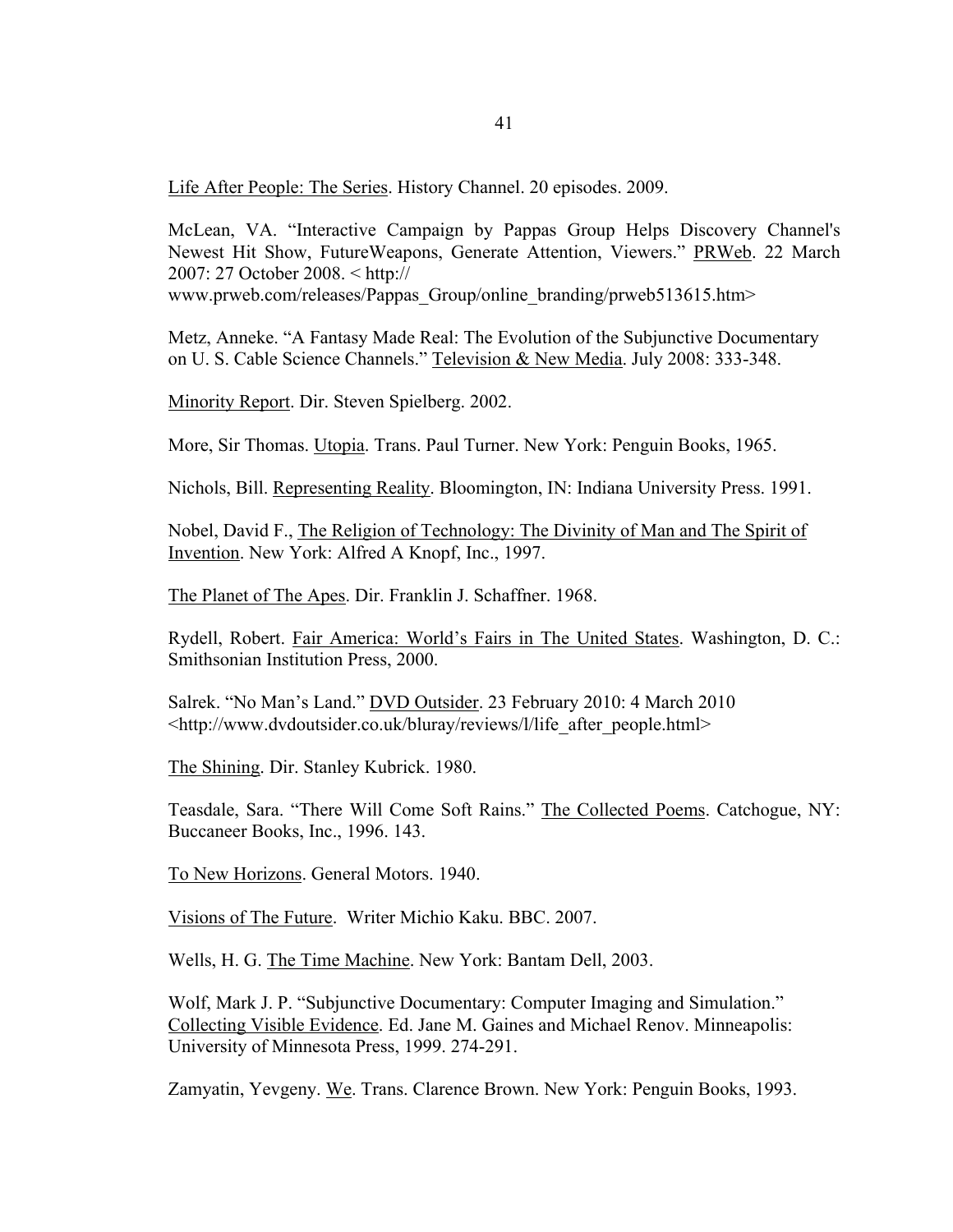Life After People: The Series. History Channel. 20 episodes. 2009.

McLean, VA. "Interactive Campaign by Pappas Group Helps Discovery Channel's Newest Hit Show, FutureWeapons, Generate Attention, Viewers." PRWeb. 22 March 2007: 27 October 2008. < http:// www.prweb.com/releases/Pappas_Group/online_branding/prweb513615.htm>

Metz, Anneke. "A Fantasy Made Real: The Evolution of the Subjunctive Documentary on U. S. Cable Science Channels." Television & New Media. July 2008: 333-348.

Minority Report. Dir. Steven Spielberg. 2002.

More, Sir Thomas. Utopia. Trans. Paul Turner. New York: Penguin Books, 1965.

Nichols, Bill. Representing Reality. Bloomington, IN: Indiana University Press. 1991.

Nobel, David F., The Religion of Technology: The Divinity of Man and The Spirit of Invention. New York: Alfred A Knopf, Inc., 1997.

The Planet of The Apes. Dir. Franklin J. Schaffner. 1968.

Rydell, Robert. Fair America: World's Fairs in The United States. Washington, D. C.: Smithsonian Institution Press, 2000.

Salrek. "No Man's Land." DVD Outsider. 23 February 2010: 4 March 2010 <http://www.dvdoutsider.co.uk/bluray/reviews/l/life_after_people.html>

The Shining. Dir. Stanley Kubrick. 1980.

Teasdale, Sara. "There Will Come Soft Rains." The Collected Poems. Catchogue, NY: Buccaneer Books, Inc., 1996. 143.

To New Horizons. General Motors. 1940.

Visions of The Future. Writer Michio Kaku. BBC. 2007.

Wells, H. G. The Time Machine. New York: Bantam Dell, 2003.

Wolf, Mark J. P. "Subjunctive Documentary: Computer Imaging and Simulation." Collecting Visible Evidence. Ed. Jane M. Gaines and Michael Renov. Minneapolis: University of Minnesota Press, 1999. 274-291.

Zamyatin, Yevgeny. We. Trans. Clarence Brown. New York: Penguin Books, 1993.